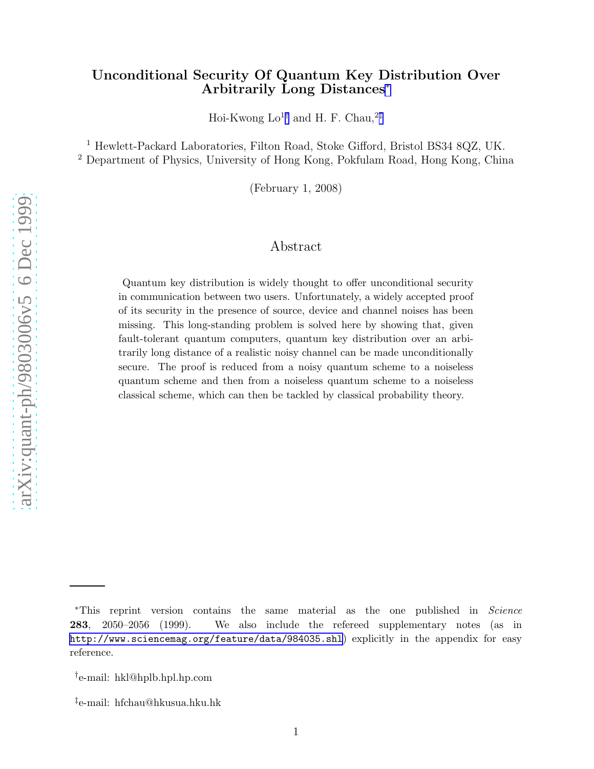# Unconditional Security Of Quantum Key Distribution Over Arbitrarily Long Distances[*]

Hoi-Kwong Lo[1†] and H. F. Chau,[2‡]

[1] Hewlett-Packard Laboratories, Filton Road, Stoke Gifford, Bristol BS34 8QZ, UK.
[2] Department of Physics, University of Hong Kong, Pokfulam Road, Hong Kong, China

(February 1, 2008)

## Abstract

Quantum key distribution is widely thought to offer unconditional security in communication between two users. Unfortunately, a widely accepted proof of its security in the presence of source, device and channel noises has been missing. This long-standing problem is solved here by showing that, given fault-tolerant quantum computers, quantum key distribution over an arbitrarily long distance of a realistic noisy channel can be made unconditionally secure. The proof is reduced from a noisy quantum scheme to a noiseless quantum scheme and then from a noiseless quantum scheme to a noiseless classical scheme, which can then be tackled by classical probability theory.

---

[*]This reprint version contains the same material as the one published in *Science* **283**, 2050–2056 (1999). We also include the refereed supplementary notes (as in http://www.sciencemag.org/feature/data/984035.shl) explicitly in the appendix for easy reference.

[†]e-mail: hkl@hplb.hpl.hp.com

[‡]e-mail: hfchau@hkusua.hku.hk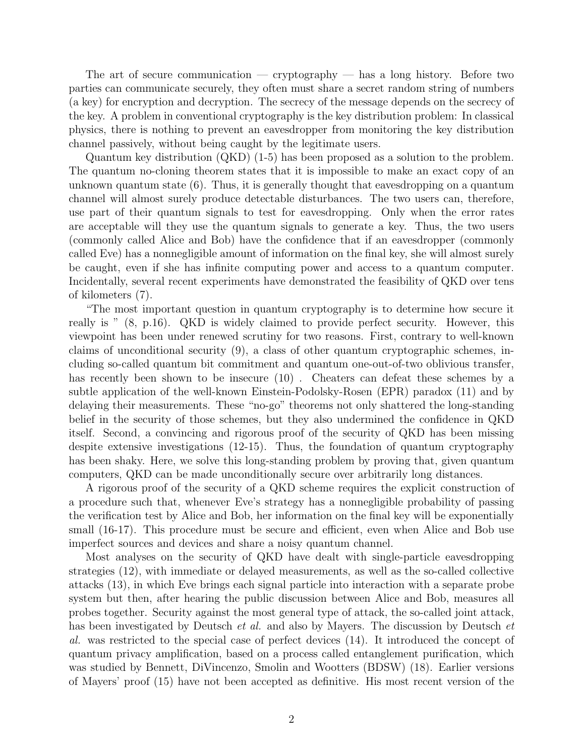The art of secure communication — cryptography — has a long history. Before two parties can communicate securely, they often must share a secret random string of numbers (a key) for encryption and decryption. The secrecy of the message depends on the secrecy of the key. A problem in conventional cryptography is the key distribution problem: In classical physics, there is nothing to prevent an eavesdropper from monitoring the key distribution channel passively, without being caught by the legitimate users.

Quantum key distribution (QKD) (1-5) has been proposed as a solution to the problem. The quantum no-cloning theorem states that it is impossible to make an exact copy of an unknown quantum state (6). Thus, it is generally thought that eavesdropping on a quantum channel will almost surely produce detectable disturbances. The two users can, therefore, use part of their quantum signals to test for eavesdropping. Only when the error rates are acceptable will they use the quantum signals to generate a key. Thus, the two users (commonly called Alice and Bob) have the confidence that if an eavesdropper (commonly called Eve) has a nonnegligible amount of information on the final key, she will almost surely be caught, even if she has infinite computing power and access to a quantum computer. Incidentally, several recent experiments have demonstrated the feasibility of QKD over tens of kilometers (7).

"The most important question in quantum cryptography is to determine how secure it really is " (8, p.16). QKD is widely claimed to provide perfect security. However, this viewpoint has been under renewed scrutiny for two reasons. First, contrary to well-known claims of unconditional security (9), a class of other quantum cryptographic schemes, including so-called quantum bit commitment and quantum one-out-of-two oblivious transfer, has recently been shown to be insecure (10) . Cheaters can defeat these schemes by a subtle application of the well-known Einstein-Podolsky-Rosen (EPR) paradox (11) and by delaying their measurements. These "no-go" theorems not only shattered the long-standing belief in the security of those schemes, but they also undermined the confidence in QKD itself. Second, a convincing and rigorous proof of the security of QKD has been missing despite extensive investigations (12-15). Thus, the foundation of quantum cryptography has been shaky. Here, we solve this long-standing problem by proving that, given quantum computers, QKD can be made unconditionally secure over arbitrarily long distances.

A rigorous proof of the security of a QKD scheme requires the explicit construction of a procedure such that, whenever Eve's strategy has a nonnegligible probability of passing the verification test by Alice and Bob, her information on the final key will be exponentially small (16-17). This procedure must be secure and efficient, even when Alice and Bob use imperfect sources and devices and share a noisy quantum channel.

Most analyses on the security of QKD have dealt with single-particle eavesdropping strategies (12), with immediate or delayed measurements, as well as the so-called collective attacks (13), in which Eve brings each signal particle into interaction with a separate probe system but then, after hearing the public discussion between Alice and Bob, measures all probes together. Security against the most general type of attack, the so-called joint attack, has been investigated by Deutsch *et al.* and also by Mayers. The discussion by Deutsch *et al.* was restricted to the special case of perfect devices (14). It introduced the concept of quantum privacy amplification, based on a process called entanglement purification, which was studied by Bennett, DiVincenzo, Smolin and Wootters (BDSW) (18). Earlier versions of Mayers' proof (15) have not been accepted as definitive. His most recent version of the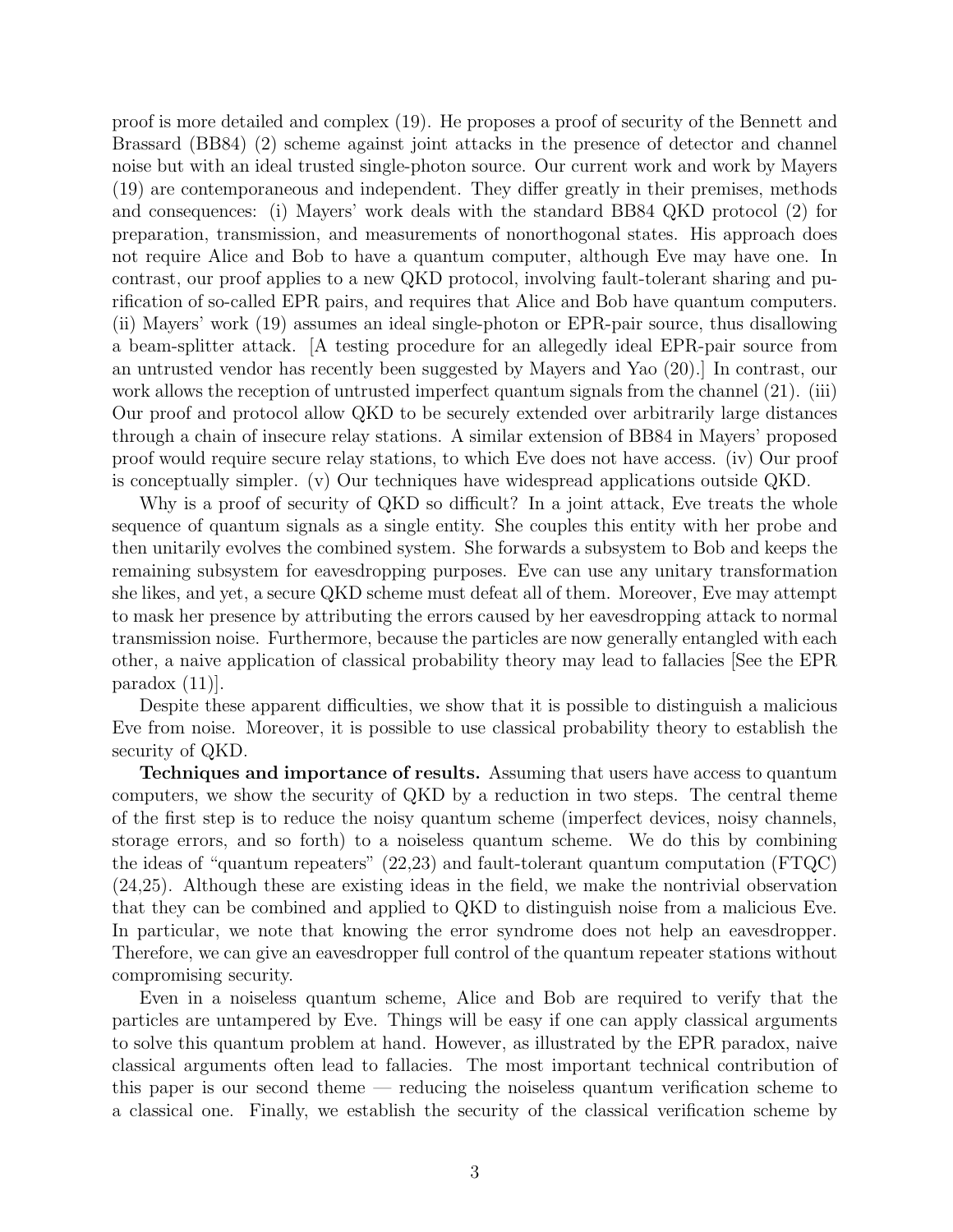proof is more detailed and complex (19). He proposes a proof of security of the Bennett and Brassard (BB84) (2) scheme against joint attacks in the presence of detector and channel noise but with an ideal trusted single-photon source. Our current work and work by Mayers (19) are contemporaneous and independent. They differ greatly in their premises, methods and consequences: (i) Mayers' work deals with the standard BB84 QKD protocol (2) for preparation, transmission, and measurements of nonorthogonal states. His approach does not require Alice and Bob to have a quantum computer, although Eve may have one. In contrast, our proof applies to a new QKD protocol, involving fault-tolerant sharing and purification of so-called EPR pairs, and requires that Alice and Bob have quantum computers. (ii) Mayers' work (19) assumes an ideal single-photon or EPR-pair source, thus disallowing a beam-splitter attack. [A testing procedure for an allegedly ideal EPR-pair source from an untrusted vendor has recently been suggested by Mayers and Yao (20).] In contrast, our work allows the reception of untrusted imperfect quantum signals from the channel (21). (iii) Our proof and protocol allow QKD to be securely extended over arbitrarily large distances through a chain of insecure relay stations. A similar extension of BB84 in Mayers' proposed proof would require secure relay stations, to which Eve does not have access. (iv) Our proof is conceptually simpler. (v) Our techniques have widespread applications outside QKD.

Why is a proof of security of QKD so difficult? In a joint attack, Eve treats the whole sequence of quantum signals as a single entity. She couples this entity with her probe and then unitarily evolves the combined system. She forwards a subsystem to Bob and keeps the remaining subsystem for eavesdropping purposes. Eve can use any unitary transformation she likes, and yet, a secure QKD scheme must defeat all of them. Moreover, Eve may attempt to mask her presence by attributing the errors caused by her eavesdropping attack to normal transmission noise. Furthermore, because the particles are now generally entangled with each other, a naive application of classical probability theory may lead to fallacies [See the EPR paradox (11)].

Despite these apparent difficulties, we show that it is possible to distinguish a malicious Eve from noise. Moreover, it is possible to use classical probability theory to establish the security of QKD.

**Techniques and importance of results.** Assuming that users have access to quantum computers, we show the security of QKD by a reduction in two steps. The central theme of the first step is to reduce the noisy quantum scheme (imperfect devices, noisy channels, storage errors, and so forth) to a noiseless quantum scheme. We do this by combining the ideas of "quantum repeaters" (22,23) and fault-tolerant quantum computation (FTQC) (24,25). Although these are existing ideas in the field, we make the nontrivial observation that they can be combined and applied to QKD to distinguish noise from a malicious Eve. In particular, we note that knowing the error syndrome does not help an eavesdropper. Therefore, we can give an eavesdropper full control of the quantum repeater stations without compromising security.

Even in a noiseless quantum scheme, Alice and Bob are required to verify that the particles are untampered by Eve. Things will be easy if one can apply classical arguments to solve this quantum problem at hand. However, as illustrated by the EPR paradox, naive classical arguments often lead to fallacies. The most important technical contribution of this paper is our second theme — reducing the noiseless quantum verification scheme to a classical one. Finally, we establish the security of the classical verification scheme by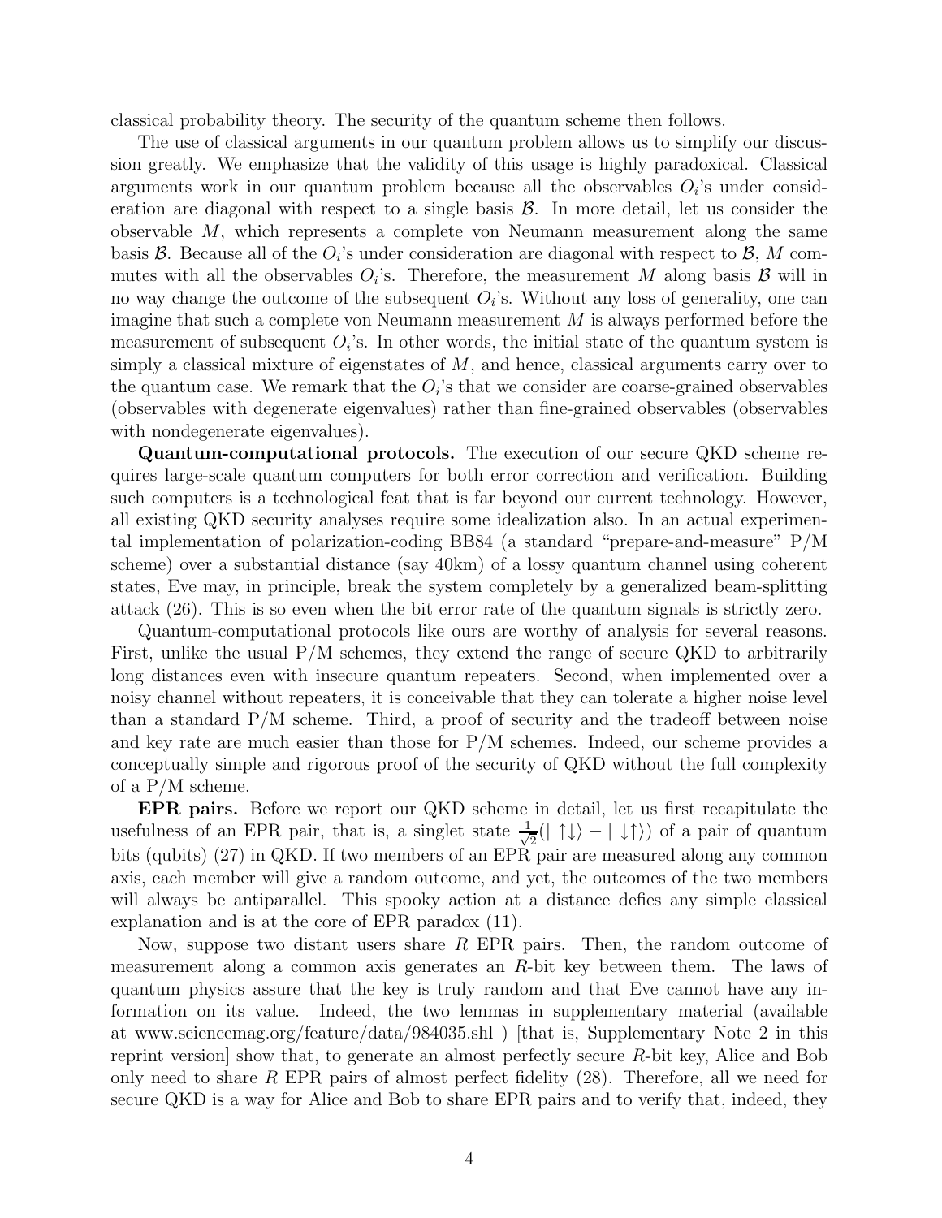classical probability theory. The security of the quantum scheme then follows.

The use of classical arguments in our quantum problem allows us to simplify our discussion greatly. We emphasize that the validity of this usage is highly paradoxical. Classical arguments work in our quantum problem because all the observables $O_i$'s under consideration are diagonal with respect to a single basis $\mathcal{B}$. In more detail, let us consider the observable $M$, which represents a complete von Neumann measurement along the same basis $\mathcal{B}$. Because all of the $O_i$'s under consideration are diagonal with respect to $\mathcal{B}$, $M$ commutes with all the observables $O_i$'s. Therefore, the measurement $M$ along basis $\mathcal{B}$ will in no way change the outcome of the subsequent $O_i$'s. Without any loss of generality, one can imagine that such a complete von Neumann measurement $M$ is always performed before the measurement of subsequent $O_i$'s. In other words, the initial state of the quantum system is simply a classical mixture of eigenstates of $M$, and hence, classical arguments carry over to the quantum case. We remark that the $O_i$'s that we consider are coarse-grained observables (observables with degenerate eigenvalues) rather than fine-grained observables (observables with nondegenerate eigenvalues).

**Quantum-computational protocols.** The execution of our secure QKD scheme requires large-scale quantum computers for both error correction and verification. Building such computers is a technological feat that is far beyond our current technology. However, all existing QKD security analyses require some idealization also. In an actual experimental implementation of polarization-coding BB84 (a standard "prepare-and-measure" P/M scheme) over a substantial distance (say 40km) of a lossy quantum channel using coherent states, Eve may, in principle, break the system completely by a generalized beam-splitting attack (26). This is so even when the bit error rate of the quantum signals is strictly zero.

Quantum-computational protocols like ours are worthy of analysis for several reasons. First, unlike the usual P/M schemes, they extend the range of secure QKD to arbitrarily long distances even with insecure quantum repeaters. Second, when implemented over a noisy channel without repeaters, it is conceivable that they can tolerate a higher noise level than a standard P/M scheme. Third, a proof of security and the tradeoff between noise and key rate are much easier than those for P/M schemes. Indeed, our scheme provides a conceptually simple and rigorous proof of the security of QKD without the full complexity of a P/M scheme.

**EPR pairs.** Before we report our QKD scheme in detail, let us first recapitulate the usefulness of an EPR pair, that is, a singlet state $\frac{1}{\sqrt{2}}(|\uparrow\downarrow\rangle - |\downarrow\uparrow\rangle)$ of a pair of quantum bits (qubits) (27) in QKD. If two members of an EPR pair are measured along any common axis, each member will give a random outcome, and yet, the outcomes of the two members will always be antiparallel. This spooky action at a distance defies any simple classical explanation and is at the core of EPR paradox (11).

Now, suppose two distant users share $R$ EPR pairs. Then, the random outcome of measurement along a common axis generates an $R$-bit key between them. The laws of quantum physics assure that the key is truly random and that Eve cannot have any information on its value. Indeed, the two lemmas in supplementary material (available at www.sciencemag.org/feature/data/984035.shl ) [that is, Supplementary Note 2 in this reprint version] show that, to generate an almost perfectly secure $R$-bit key, Alice and Bob only need to share $R$ EPR pairs of almost perfect fidelity (28). Therefore, all we need for secure QKD is a way for Alice and Bob to share EPR pairs and to verify that, indeed, they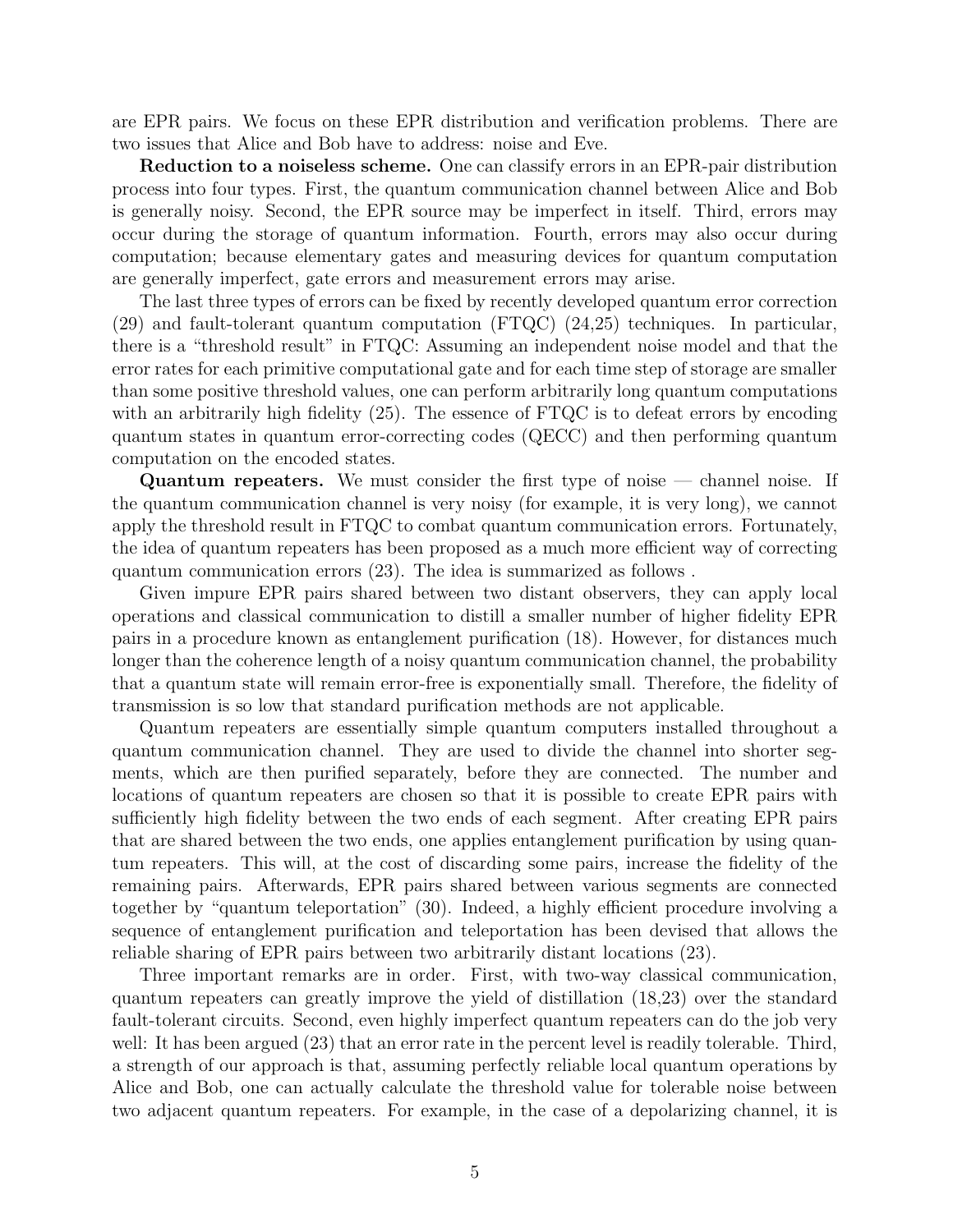are EPR pairs. We focus on these EPR distribution and verification problems. There are two issues that Alice and Bob have to address: noise and Eve.

**Reduction to a noiseless scheme.** One can classify errors in an EPR-pair distribution process into four types. First, the quantum communication channel between Alice and Bob is generally noisy. Second, the EPR source may be imperfect in itself. Third, errors may occur during the storage of quantum information. Fourth, errors may also occur during computation; because elementary gates and measuring devices for quantum computation are generally imperfect, gate errors and measurement errors may arise.

The last three types of errors can be fixed by recently developed quantum error correction (29) and fault-tolerant quantum computation (FTQC) (24,25) techniques. In particular, there is a "threshold result" in FTQC: Assuming an independent noise model and that the error rates for each primitive computational gate and for each time step of storage are smaller than some positive threshold values, one can perform arbitrarily long quantum computations with an arbitrarily high fidelity (25). The essence of FTQC is to defeat errors by encoding quantum states in quantum error-correcting codes (QECC) and then performing quantum computation on the encoded states.

**Quantum repeaters.** We must consider the first type of noise — channel noise. If the quantum communication channel is very noisy (for example, it is very long), we cannot apply the threshold result in FTQC to combat quantum communication errors. Fortunately, the idea of quantum repeaters has been proposed as a much more efficient way of correcting quantum communication errors (23). The idea is summarized as follows .

Given impure EPR pairs shared between two distant observers, they can apply local operations and classical communication to distill a smaller number of higher fidelity EPR pairs in a procedure known as entanglement purification (18). However, for distances much longer than the coherence length of a noisy quantum communication channel, the probability that a quantum state will remain error-free is exponentially small. Therefore, the fidelity of transmission is so low that standard purification methods are not applicable.

Quantum repeaters are essentially simple quantum computers installed throughout a quantum communication channel. They are used to divide the channel into shorter segments, which are then purified separately, before they are connected. The number and locations of quantum repeaters are chosen so that it is possible to create EPR pairs with sufficiently high fidelity between the two ends of each segment. After creating EPR pairs that are shared between the two ends, one applies entanglement purification by using quantum repeaters. This will, at the cost of discarding some pairs, increase the fidelity of the remaining pairs. Afterwards, EPR pairs shared between various segments are connected together by "quantum teleportation" (30). Indeed, a highly efficient procedure involving a sequence of entanglement purification and teleportation has been devised that allows the reliable sharing of EPR pairs between two arbitrarily distant locations (23).

Three important remarks are in order. First, with two-way classical communication, quantum repeaters can greatly improve the yield of distillation (18,23) over the standard fault-tolerant circuits. Second, even highly imperfect quantum repeaters can do the job very well: It has been argued (23) that an error rate in the percent level is readily tolerable. Third, a strength of our approach is that, assuming perfectly reliable local quantum operations by Alice and Bob, one can actually calculate the threshold value for tolerable noise between two adjacent quantum repeaters. For example, in the case of a depolarizing channel, it is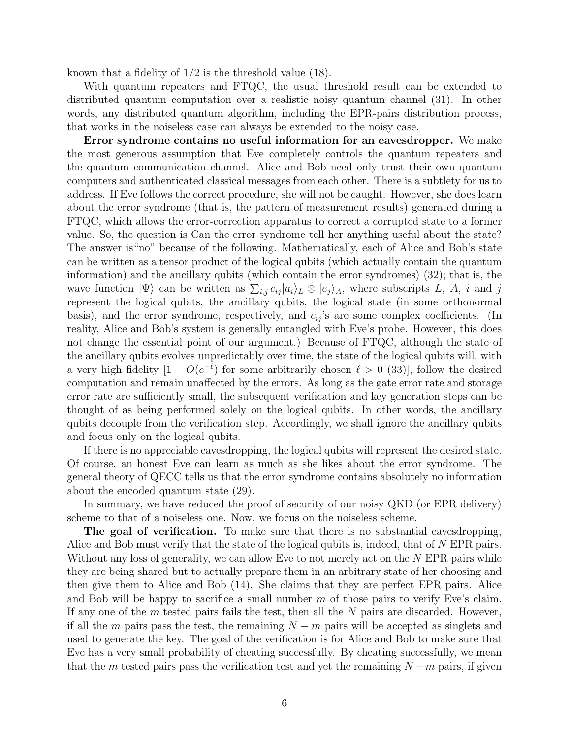known that a fidelity of 1/2 is the threshold value (18).

With quantum repeaters and FTQC, the usual threshold result can be extended to distributed quantum computation over a realistic noisy quantum channel (31). In other words, any distributed quantum algorithm, including the EPR-pairs distribution process, that works in the noiseless case can always be extended to the noisy case.

**Error syndrome contains no useful information for an eavesdropper.** We make the most generous assumption that Eve completely controls the quantum repeaters and the quantum communication channel. Alice and Bob need only trust their own quantum computers and authenticated classical messages from each other. There is a subtlety for us to address. If Eve follows the correct procedure, she will not be caught. However, she does learn about the error syndrome (that is, the pattern of measurement results) generated during a FTQC, which allows the error-correction apparatus to correct a corrupted state to a former value. So, the question is Can the error syndrome tell her anything useful about the state? The answer is"no" because of the following. Mathematically, each of Alice and Bob's state can be written as a tensor product of the logical qubits (which actually contain the quantum information) and the ancillary qubits (which contain the error syndromes) (32); that is, the wave function $|\Psi\rangle$ can be written as $\sum_{i,j} c_{ij} |a_i\rangle_L \otimes |e_j\rangle_A$, where subscripts $L$, $A$, $i$ and $j$ represent the logical qubits, the ancillary qubits, the logical state (in some orthonormal basis), and the error syndrome, respectively, and $c_{ij}$'s are some complex coefficients. (In reality, Alice and Bob's system is generally entangled with Eve's probe. However, this does not change the essential point of our argument.) Because of FTQC, although the state of the ancillary qubits evolves unpredictably over time, the state of the logical qubits will, with a very high fidelity $[1 - O(e^{-\ell})$ for some arbitrarily chosen $\ell > 0$ (33)], follow the desired computation and remain unaffected by the errors. As long as the gate error rate and storage error rate are sufficiently small, the subsequent verification and key generation steps can be thought of as being performed solely on the logical qubits. In other words, the ancillary qubits decouple from the verification step. Accordingly, we shall ignore the ancillary qubits and focus only on the logical qubits.

If there is no appreciable eavesdropping, the logical qubits will represent the desired state. Of course, an honest Eve can learn as much as she likes about the error syndrome. The general theory of QECC tells us that the error syndrome contains absolutely no information about the encoded quantum state (29).

In summary, we have reduced the proof of security of our noisy QKD (or EPR delivery) scheme to that of a noiseless one. Now, we focus on the noiseless scheme.

**The goal of verification.** To make sure that there is no substantial eavesdropping, Alice and Bob must verify that the state of the logical qubits is, indeed, that of $N$ EPR pairs. Without any loss of generality, we can allow Eve to not merely act on the $N$ EPR pairs while they are being shared but to actually prepare them in an arbitrary state of her choosing and then give them to Alice and Bob (14). She claims that they are perfect EPR pairs. Alice and Bob will be happy to sacrifice a small number $m$ of those pairs to verify Eve's claim. If any one of the $m$ tested pairs fails the test, then all the $N$ pairs are discarded. However, if all the $m$ pairs pass the test, the remaining $N - m$ pairs will be accepted as singlets and used to generate the key. The goal of the verification is for Alice and Bob to make sure that Eve has a very small probability of cheating successfully. By cheating successfully, we mean that the $m$ tested pairs pass the verification test and yet the remaining $N - m$ pairs, if given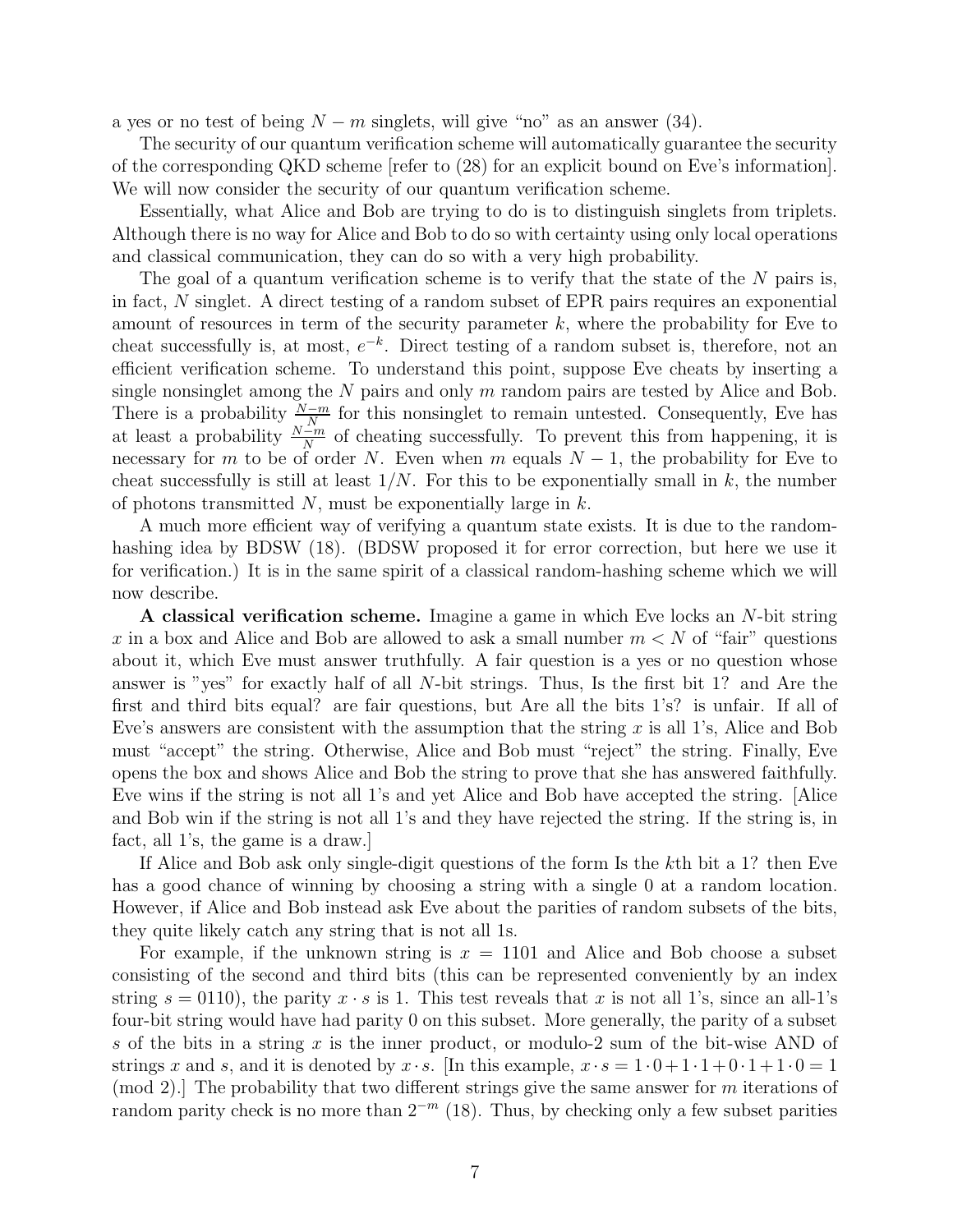a yes or no test of being $N-m$ singlets, will give "no" as an answer (34).

The security of our quantum verification scheme will automatically guarantee the security of the corresponding QKD scheme [refer to (28) for an explicit bound on Eve's information]. We will now consider the security of our quantum verification scheme.

Essentially, what Alice and Bob are trying to do is to distinguish singlets from triplets. Although there is no way for Alice and Bob to do so with certainty using only local operations and classical communication, they can do so with a very high probability.

The goal of a quantum verification scheme is to verify that the state of the $N$ pairs is, in fact, $N$ singlet. A direct testing of a random subset of EPR pairs requires an exponential amount of resources in term of the security parameter $k$, where the probability for Eve to cheat successfully is, at most, $e^{-k}$. Direct testing of a random subset is, therefore, not an efficient verification scheme. To understand this point, suppose Eve cheats by inserting a single nonsinglet among the $N$ pairs and only $m$ random pairs are tested by Alice and Bob. There is a probability $\frac{N-m}{N}$ for this nonsinglet to remain untested. Consequently, Eve has at least a probability $\frac{N-m}{N}$ of cheating successfully. To prevent this from happening, it is necessary for $m$ to be of order $N$. Even when $m$ equals $N-1$, the probability for Eve to cheat successfully is still at least $1/N$. For this to be exponentially small in $k$, the number of photons transmitted $N$, must be exponentially large in $k$.

A much more efficient way of verifying a quantum state exists. It is due to the random-hashing idea by BDSW (18). (BDSW proposed it for error correction, but here we use it for verification.) It is in the same spirit of a classical random-hashing scheme which we will now describe.

**A classical verification scheme.** Imagine a game in which Eve locks an $N$-bit string $x$ in a box and Alice and Bob are allowed to ask a small number $m < N$ of "fair" questions about it, which Eve must answer truthfully. A fair question is a yes or no question whose answer is "yes" for exactly half of all $N$-bit strings. Thus, Is the first bit 1? and Are the first and third bits equal? are fair questions, but Are all the bits 1's? is unfair. If all of Eve's answers are consistent with the assumption that the string $x$ is all 1's, Alice and Bob must "accept" the string. Otherwise, Alice and Bob must "reject" the string. Finally, Eve opens the box and shows Alice and Bob the string to prove that she has answered faithfully. Eve wins if the string is not all 1's and yet Alice and Bob have accepted the string. [Alice and Bob win if the string is not all 1's and they have rejected the string. If the string is, in fact, all 1's, the game is a draw.]

If Alice and Bob ask only single-digit questions of the form Is the $k$th bit a 1? then Eve has a good chance of winning by choosing a string with a single 0 at a random location. However, if Alice and Bob instead ask Eve about the parities of random subsets of the bits, they quite likely catch any string that is not all 1s.

For example, if the unknown string is $x = 1101$ and Alice and Bob choose a subset consisting of the second and third bits (this can be represented conveniently by an index string $s = 0110$), the parity $x \cdot s$ is 1. This test reveals that $x$ is not all 1's, since an all-1's four-bit string would have had parity 0 on this subset. More generally, the parity of a subset $s$ of the bits in a string $x$ is the inner product, or modulo-2 sum of the bit-wise AND of strings $x$ and $s$, and it is denoted by $x \cdot s$. [In this example, $x \cdot s = 1 \cdot 0 + 1 \cdot 1 + 0 \cdot 1 + 1 \cdot 0 = 1 \pmod 2$).] The probability that two different strings give the same answer for $m$ iterations of random parity check is no more than $2^{-m}$ (18). Thus, by checking only a few subset parities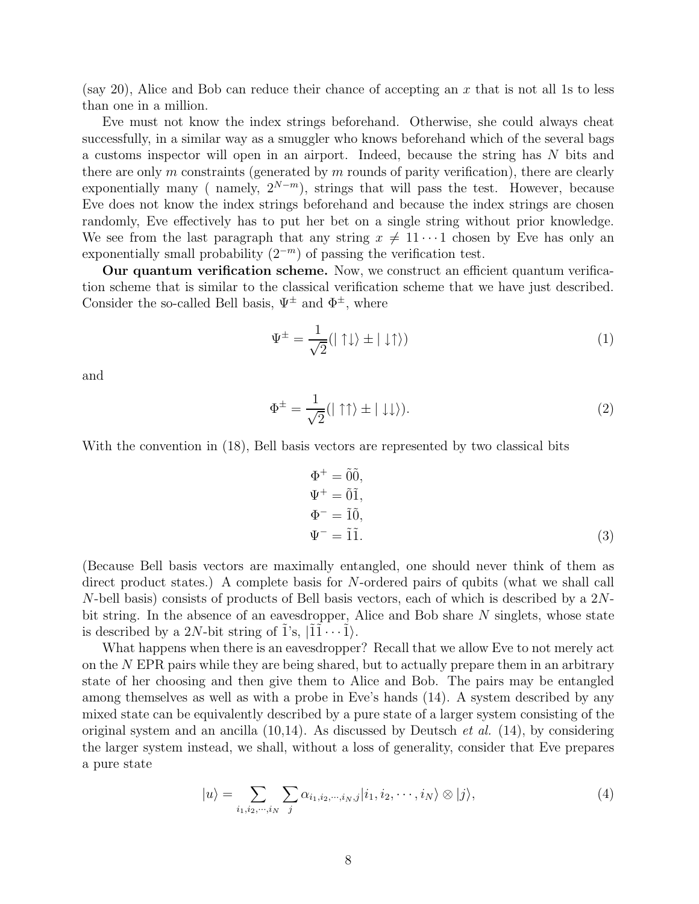(say 20), Alice and Bob can reduce their chance of accepting an $x$ that is not all 1s to less than one in a million.

Eve must not know the index strings beforehand. Otherwise, she could always cheat successfully, in a similar way as a smuggler who knows beforehand which of the several bags a customs inspector will open in an airport. Indeed, because the string has $N$ bits and there are only $m$ constraints (generated by $m$ rounds of parity verification), there are clearly exponentially many ( namely, $2^{N-m}$), strings that will pass the test. However, because Eve does not know the index strings beforehand and because the index strings are chosen randomly, Eve effectively has to put her bet on a single string without prior knowledge. We see from the last paragraph that any string $x \neq 11\cdots1$ chosen by Eve has only an exponentially small probability ($2^{-m}$) of passing the verification test.

**Our quantum verification scheme.** Now, we construct an efficient quantum verification scheme that is similar to the classical verification scheme that we have just described. Consider the so-called Bell basis, $\Psi^{\pm}$ and $\Phi^{\pm}$, where

$$\Psi^{\pm} = \frac{1}{\sqrt{2}}(|\uparrow\downarrow\rangle \pm |\downarrow\uparrow\rangle) \tag{1}$$

and

$$\Phi^{\pm} = \frac{1}{\sqrt{2}}(|\uparrow\uparrow\rangle \pm |\downarrow\downarrow\rangle). \tag{2}$$

With the convention in (18), Bell basis vectors are represented by two classical bits

$$\begin{aligned}
\Phi^{+} &= \tilde{0}\tilde{0}, \\
\Psi^{+} &= \tilde{0}\tilde{1}, \\
\Phi^{-} &= \tilde{1}\tilde{0}, \\
\Psi^{-} &= \tilde{1}\tilde{1}.
\end{aligned} \tag{3}$$

(Because Bell basis vectors are maximally entangled, one should never think of them as direct product states.) A complete basis for $N$-ordered pairs of qubits (what we shall call $N$-bell basis) consists of products of Bell basis vectors, each of which is described by a $2N$-bit string. In the absence of an eavesdropper, Alice and Bob share $N$ singlets, whose state is described by a $2N$-bit string of $\tilde{1}$'s, $|\tilde{1}\tilde{1}\cdots\tilde{1}\rangle$.

What happens when there is an eavesdropper? Recall that we allow Eve to not merely act on the $N$ EPR pairs while they are being shared, but to actually prepare them in an arbitrary state of her choosing and then give them to Alice and Bob. The pairs may be entangled among themselves as well as with a probe in Eve's hands (14). A system described by any mixed state can be equivalently described by a pure state of a larger system consisting of the original system and an ancilla (10,14). As discussed by Deutsch *et al.* (14), by considering the larger system instead, we shall, without a loss of generality, consider that Eve prepares a pure state

$$|u\rangle = \sum_{i_1,i_2,\cdots,i_N} \sum_{j} \alpha_{i_1,i_2,\cdots,i_N,j} |i_1, i_2, \cdots, i_N\rangle \otimes |j\rangle, \tag{4}$$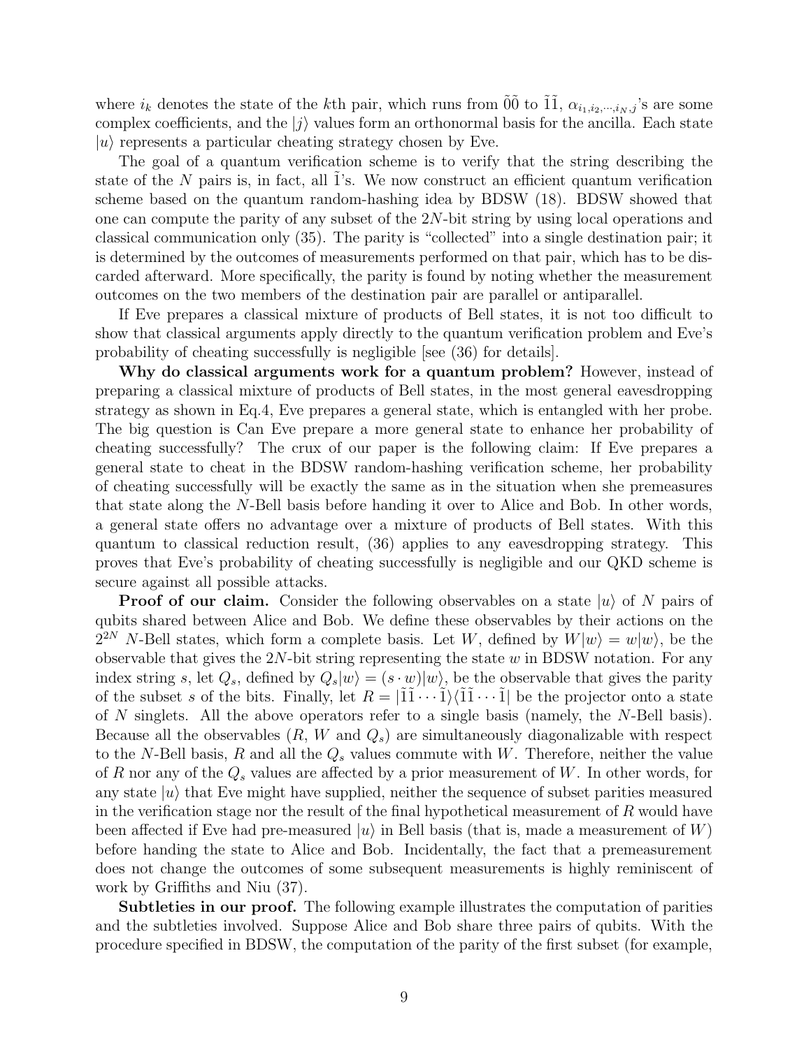where $i_k$ denotes the state of the $k$th pair, which runs from $\tilde{0}\tilde{0}$ to $\tilde{1}\tilde{1}$, $\alpha_{i_1,i_2,\cdots,i_N,j}$'s are some complex coefficients, and the $|j\rangle$ values form an orthonormal basis for the ancilla. Each state $|u\rangle$ represents a particular cheating strategy chosen by Eve.

The goal of a quantum verification scheme is to verify that the string describing the state of the $N$ pairs is, in fact, all $\tilde{1}$'s. We now construct an efficient quantum verification scheme based on the quantum random-hashing idea by BDSW (18). BDSW showed that one can compute the parity of any subset of the $2N$-bit string by using local operations and classical communication only (35). The parity is "collected" into a single destination pair; it is determined by the outcomes of measurements performed on that pair, which has to be discarded afterward. More specifically, the parity is found by noting whether the measurement outcomes on the two members of the destination pair are parallel or antiparallel.

If Eve prepares a classical mixture of products of Bell states, it is not too difficult to show that classical arguments apply directly to the quantum verification problem and Eve's probability of cheating successfully is negligible [see (36) for details].

**Why do classical arguments work for a quantum problem?** However, instead of preparing a classical mixture of products of Bell states, in the most general eavesdropping strategy as shown in Eq.4, Eve prepares a general state, which is entangled with her probe. The big question is Can Eve prepare a more general state to enhance her probability of cheating successfully? The crux of our paper is the following claim: If Eve prepares a general state to cheat in the BDSW random-hashing verification scheme, her probability of cheating successfully will be exactly the same as in the situation when she premeasures that state along the $N$-Bell basis before handing it over to Alice and Bob. In other words, a general state offers no advantage over a mixture of products of Bell states. With this quantum to classical reduction result, (36) applies to any eavesdropping strategy. This proves that Eve's probability of cheating successfully is negligible and our QKD scheme is secure against all possible attacks.

**Proof of our claim.** Consider the following observables on a state $|u\rangle$ of $N$ pairs of qubits shared between Alice and Bob. We define these observables by their actions on the $2^{2N}$ $N$-Bell states, which form a complete basis. Let $W$, defined by $W|w\rangle = w|w\rangle$, be the observable that gives the $2N$-bit string representing the state $w$ in BDSW notation. For any index string $s$, let $Q_s$, defined by $Q_s|w\rangle = (s \cdot w)|w\rangle$, be the observable that gives the parity of the subset $s$ of the bits. Finally, let $R = |\tilde{1}\tilde{1}\cdots\tilde{1}\rangle\langle\tilde{1}\tilde{1}\cdots\tilde{1}|$ be the projector onto a state of $N$ singlets. All the above operators refer to a single basis (namely, the $N$-Bell basis). Because all the observables ($R$, $W$ and $Q_s$) are simultaneously diagonalizable with respect to the $N$-Bell basis, $R$ and all the $Q_s$ values commute with $W$. Therefore, neither the value of $R$ nor any of the $Q_s$ values are affected by a prior measurement of $W$. In other words, for any state $|u\rangle$ that Eve might have supplied, neither the sequence of subset parities measured in the verification stage nor the result of the final hypothetical measurement of $R$ would have been affected if Eve had pre-measured $|u\rangle$ in Bell basis (that is, made a measurement of $W$) before handing the state to Alice and Bob. Incidentally, the fact that a premeasurement does not change the outcomes of some subsequent measurements is highly reminiscent of work by Griffiths and Niu (37).

**Subtleties in our proof.** The following example illustrates the computation of parities and the subtleties involved. Suppose Alice and Bob share three pairs of qubits. With the procedure specified in BDSW, the computation of the parity of the first subset (for example,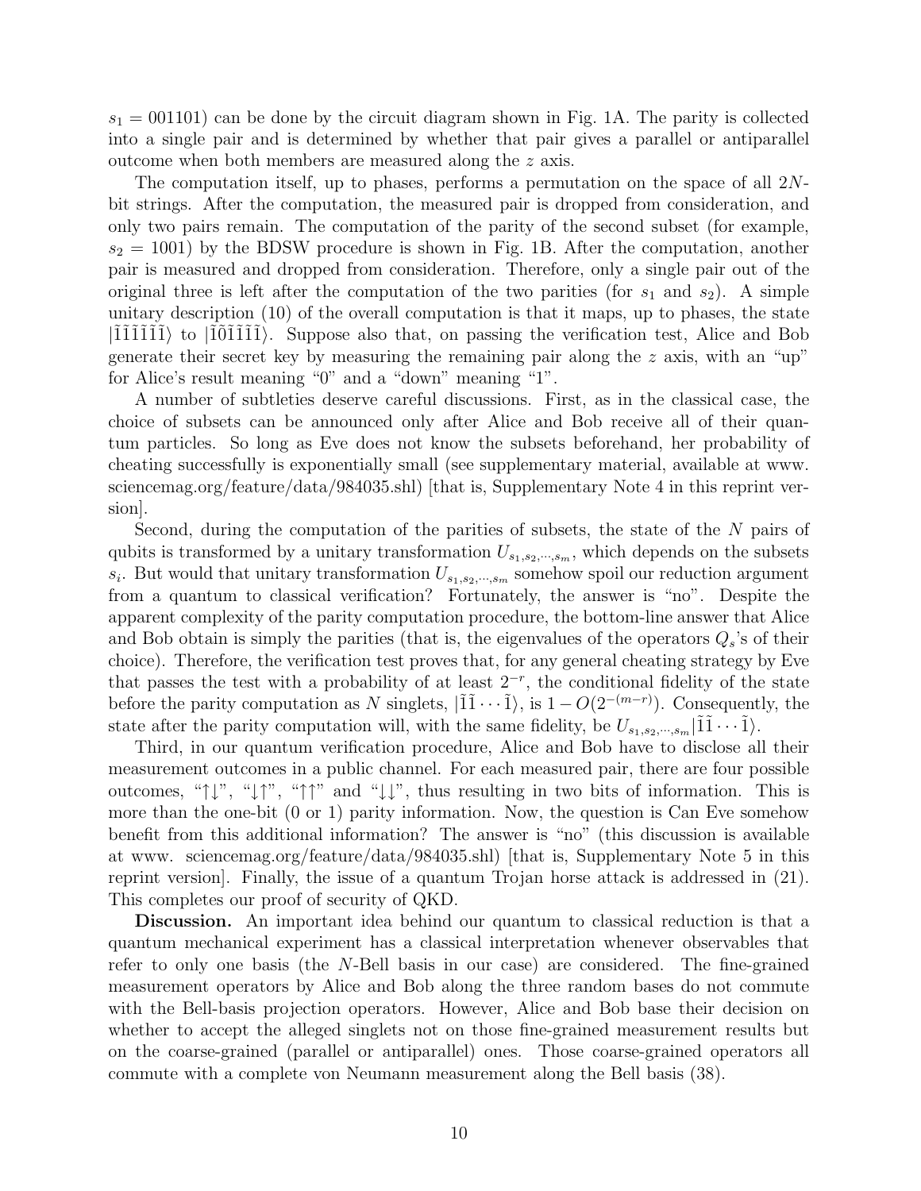$s_1 = 001101$) can be done by the circuit diagram shown in Fig. 1A. The parity is collected into a single pair and is determined by whether that pair gives a parallel or antiparallel outcome when both members are measured along the $z$ axis.

The computation itself, up to phases, performs a permutation on the space of all $2N$-bit strings. After the computation, the measured pair is dropped from consideration, and only two pairs remain. The computation of the parity of the second subset (for example, $s_2 = 1001$) by the BDSW procedure is shown in Fig. 1B. After the computation, another pair is measured and dropped from consideration. Therefore, only a single pair out of the original three is left after the computation of the two parities (for $s_1$ and $s_2$). A simple unitary description (10) of the overall computation is that it maps, up to phases, the state $|\tilde{1}\tilde{1}\tilde{1}\tilde{1}\tilde{1}\tilde{1}\rangle$ to $|\tilde{1}\tilde{0}\tilde{1}\tilde{1}\tilde{1}\tilde{1}\rangle$. Suppose also that, on passing the verification test, Alice and Bob generate their secret key by measuring the remaining pair along the $z$ axis, with an "up" for Alice's result meaning "0" and a "down" meaning "1".

A number of subtleties deserve careful discussions. First, as in the classical case, the choice of subsets can be announced only after Alice and Bob receive all of their quantum particles. So long as Eve does not know the subsets beforehand, her probability of cheating successfully is exponentially small (see supplementary material, available at www. sciencemag.org/feature/data/984035.shl) [that is, Supplementary Note 4 in this reprint version].

Second, during the computation of the parities of subsets, the state of the $N$ pairs of qubits is transformed by a unitary transformation $U_{s_1,s_2,\cdots,s_m}$, which depends on the subsets $s_i$. But would that unitary transformation $U_{s_1,s_2,\cdots,s_m}$ somehow spoil our reduction argument from a quantum to classical verification? Fortunately, the answer is "no". Despite the apparent complexity of the parity computation procedure, the bottom-line answer that Alice and Bob obtain is simply the parities (that is, the eigenvalues of the operators $Q_s$'s of their choice). Therefore, the verification test proves that, for any general cheating strategy by Eve that passes the test with a probability of at least $2^{-r}$, the conditional fidelity of the state before the parity computation as $N$ singlets, $|\tilde{1}\tilde{1}\cdots\tilde{1}\rangle$, is $1 - O(2^{-(m-r)})$. Consequently, the state after the parity computation will, with the same fidelity, be $U_{s_1,s_2,\cdots,s_m}|\tilde{1}\tilde{1}\cdots\tilde{1}\rangle$.

Third, in our quantum verification procedure, Alice and Bob have to disclose all their measurement outcomes in a public channel. For each measured pair, there are four possible outcomes, "$\uparrow\downarrow$", "$\downarrow\uparrow$", "$\uparrow\uparrow$" and "$\downarrow\downarrow$", thus resulting in two bits of information. This is more than the one-bit (0 or 1) parity information. Now, the question is Can Eve somehow benefit from this additional information? The answer is "no" (this discussion is available at www. sciencemag.org/feature/data/984035.shl) [that is, Supplementary Note 5 in this reprint version]. Finally, the issue of a quantum Trojan horse attack is addressed in (21). This completes our proof of security of QKD.

**Discussion.** An important idea behind our quantum to classical reduction is that a quantum mechanical experiment has a classical interpretation whenever observables that refer to only one basis (the $N$-Bell basis in our case) are considered. The fine-grained measurement operators by Alice and Bob along the three random bases do not commute with the Bell-basis projection operators. However, Alice and Bob base their decision on whether to accept the alleged singlets not on those fine-grained measurement results but on the coarse-grained (parallel or antiparallel) ones. Those coarse-grained operators all commute with a complete von Neumann measurement along the Bell basis (38).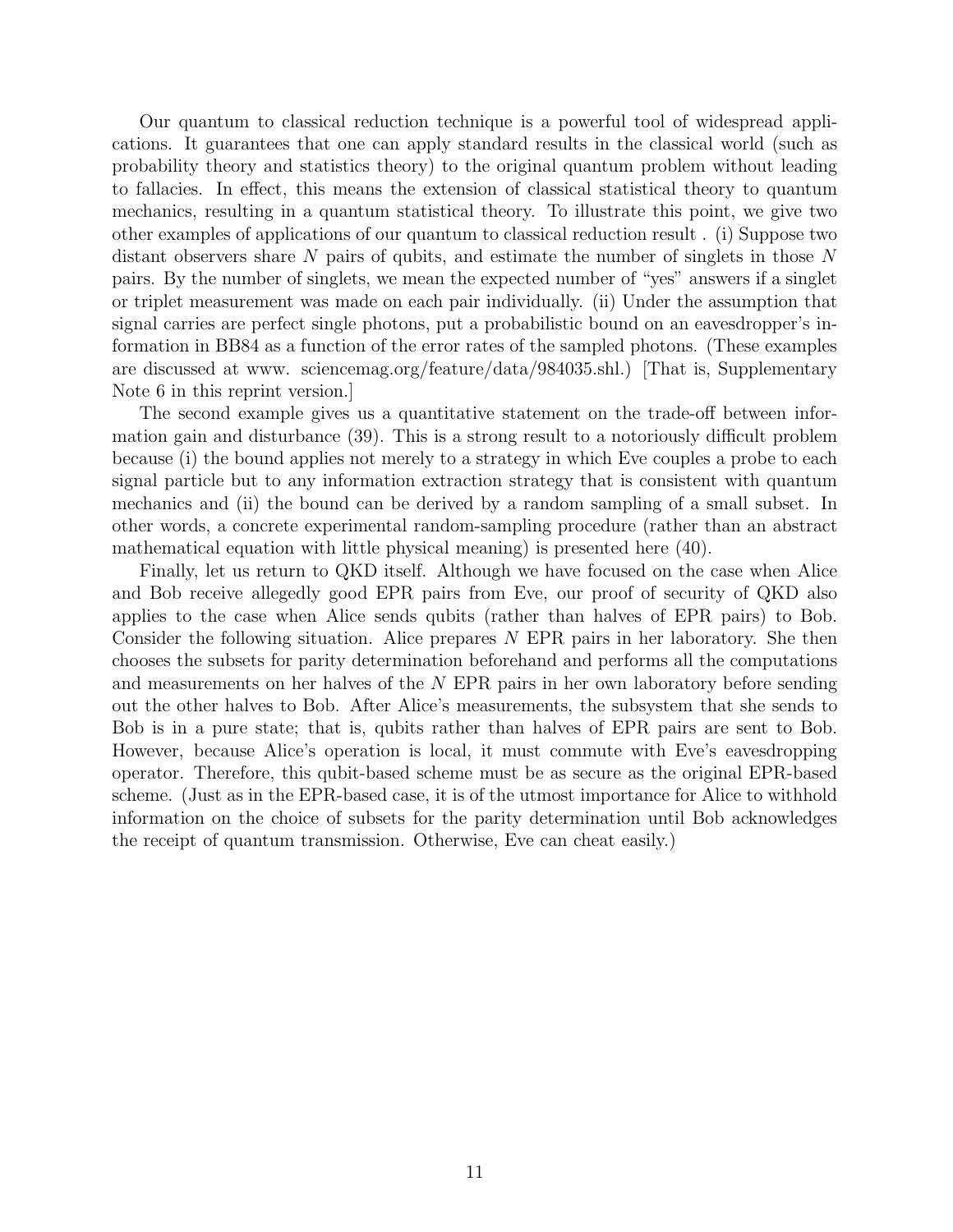Our quantum to classical reduction technique is a powerful tool of widespread applications. It guarantees that one can apply standard results in the classical world (such as probability theory and statistics theory) to the original quantum problem without leading to fallacies. In effect, this means the extension of classical statistical theory to quantum mechanics, resulting in a quantum statistical theory. To illustrate this point, we give two other examples of applications of our quantum to classical reduction result . (i) Suppose two distant observers share $N$ pairs of qubits, and estimate the number of singlets in those $N$ pairs. By the number of singlets, we mean the expected number of "yes" answers if a singlet or triplet measurement was made on each pair individually. (ii) Under the assumption that signal carries are perfect single photons, put a probabilistic bound on an eavesdropper's information in BB84 as a function of the error rates of the sampled photons. (These examples are discussed at www. sciencemag.org/feature/data/984035.shl.) [That is, Supplementary Note 6 in this reprint version.]

The second example gives us a quantitative statement on the trade-off between information gain and disturbance (39). This is a strong result to a notoriously difficult problem because (i) the bound applies not merely to a strategy in which Eve couples a probe to each signal particle but to any information extraction strategy that is consistent with quantum mechanics and (ii) the bound can be derived by a random sampling of a small subset. In other words, a concrete experimental random-sampling procedure (rather than an abstract mathematical equation with little physical meaning) is presented here (40).

Finally, let us return to QKD itself. Although we have focused on the case when Alice and Bob receive allegedly good EPR pairs from Eve, our proof of security of QKD also applies to the case when Alice sends qubits (rather than halves of EPR pairs) to Bob. Consider the following situation. Alice prepares $N$ EPR pairs in her laboratory. She then chooses the subsets for parity determination beforehand and performs all the computations and measurements on her halves of the $N$ EPR pairs in her own laboratory before sending out the other halves to Bob. After Alice's measurements, the subsystem that she sends to Bob is in a pure state; that is, qubits rather than halves of EPR pairs are sent to Bob. However, because Alice's operation is local, it must commute with Eve's eavesdropping operator. Therefore, this qubit-based scheme must be as secure as the original EPR-based scheme. (Just as in the EPR-based case, it is of the utmost importance for Alice to withhold information on the choice of subsets for the parity determination until Bob acknowledges the receipt of quantum transmission. Otherwise, Eve can cheat easily.)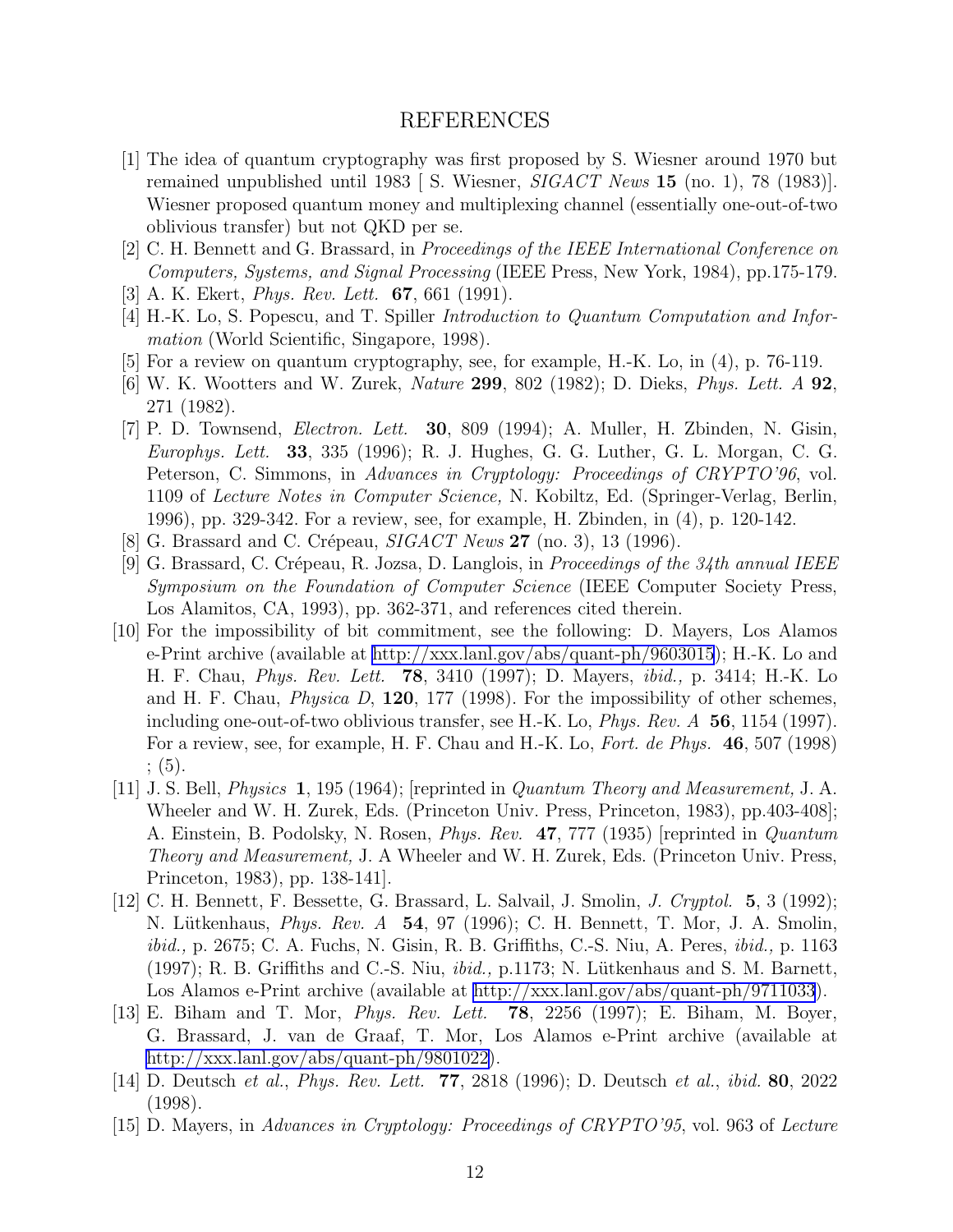# REFERENCES

[1] The idea of quantum cryptography was first proposed by S. Wiesner around 1970 but remained unpublished until 1983 [ S. Wiesner, *SIGACT News* **15** (no. 1), 78 (1983)]. Wiesner proposed quantum money and multiplexing channel (essentially one-out-of-two oblivious transfer) but not QKD per se.

[2] C. H. Bennett and G. Brassard, in *Proceedings of the IEEE International Conference on Computers, Systems, and Signal Processing* (IEEE Press, New York, 1984), pp.175-179.

[3] A. K. Ekert, *Phys. Rev. Lett.* **67**, 661 (1991).

[4] H.-K. Lo, S. Popescu, and T. Spiller *Introduction to Quantum Computation and Information* (World Scientific, Singapore, 1998).

[5] For a review on quantum cryptography, see, for example, H.-K. Lo, in (4), p. 76-119.

[6] W. K. Wootters and W. Zurek, *Nature* **299**, 802 (1982); D. Dieks, *Phys. Lett. A* **92**, 271 (1982).

[7] P. D. Townsend, *Electron. Lett.* **30**, 809 (1994); A. Muller, H. Zbinden, N. Gisin, *Europhys. Lett.* **33**, 335 (1996); R. J. Hughes, G. G. Luther, G. L. Morgan, C. G. Peterson, C. Simmons, in *Advances in Cryptology: Proceedings of CRYPTO'96*, vol. 1109 of *Lecture Notes in Computer Science,* N. Kobiltz, Ed. (Springer-Verlag, Berlin, 1996), pp. 329-342. For a review, see, for example, H. Zbinden, in (4), p. 120-142.

[8] G. Brassard and C. Crépeau, *SIGACT News* **27** (no. 3), 13 (1996).

[9] G. Brassard, C. Crépeau, R. Jozsa, D. Langlois, in *Proceedings of the 34th annual IEEE Symposium on the Foundation of Computer Science* (IEEE Computer Society Press, Los Alamitos, CA, 1993), pp. 362-371, and references cited therein.

[10] For the impossibility of bit commitment, see the following: D. Mayers, Los Alamos e-Print archive (available at http://xxx.lanl.gov/abs/quant-ph/9603015); H.-K. Lo and H. F. Chau, *Phys. Rev. Lett.* **78**, 3410 (1997); D. Mayers, *ibid.,* p. 3414; H.-K. Lo and H. F. Chau, *Physica D*, **120**, 177 (1998). For the impossibility of other schemes, including one-out-of-two oblivious transfer, see H.-K. Lo, *Phys. Rev. A* **56**, 1154 (1997). For a review, see, for example, H. F. Chau and H.-K. Lo, *Fort. de Phys.* **46**, 507 (1998) ; (5).

[11] J. S. Bell, *Physics* **1**, 195 (1964); [reprinted in *Quantum Theory and Measurement,* J. A. Wheeler and W. H. Zurek, Eds. (Princeton Univ. Press, Princeton, 1983), pp.403-408]; A. Einstein, B. Podolsky, N. Rosen, *Phys. Rev.* **47**, 777 (1935) [reprinted in *Quantum Theory and Measurement,* J. A Wheeler and W. H. Zurek, Eds. (Princeton Univ. Press, Princeton, 1983), pp. 138-141].

[12] C. H. Bennett, F. Bessette, G. Brassard, L. Salvail, J. Smolin, *J. Cryptol.* **5**, 3 (1992); N. Lütkenhaus, *Phys. Rev. A* **54**, 97 (1996); C. H. Bennett, T. Mor, J. A. Smolin, *ibid.,* p. 2675; C. A. Fuchs, N. Gisin, R. B. Griffiths, C.-S. Niu, A. Peres, *ibid.,* p. 1163 (1997); R. B. Griffiths and C.-S. Niu, *ibid.,* p.1173; N. Lütkenhaus and S. M. Barnett, Los Alamos e-Print archive (available at http://xxx.lanl.gov/abs/quant-ph/9711033).

[13] E. Biham and T. Mor, *Phys. Rev. Lett.* **78**, 2256 (1997); E. Biham, M. Boyer, G. Brassard, J. van de Graaf, T. Mor, Los Alamos e-Print archive (available at http://xxx.lanl.gov/abs/quant-ph/9801022).

[14] D. Deutsch *et al.*, *Phys. Rev. Lett.* **77**, 2818 (1996); D. Deutsch *et al.*, *ibid.* **80**, 2022 (1998).

[15] D. Mayers, in *Advances in Cryptology: Proceedings of CRYPTO'95*, vol. 963 of *Lecture*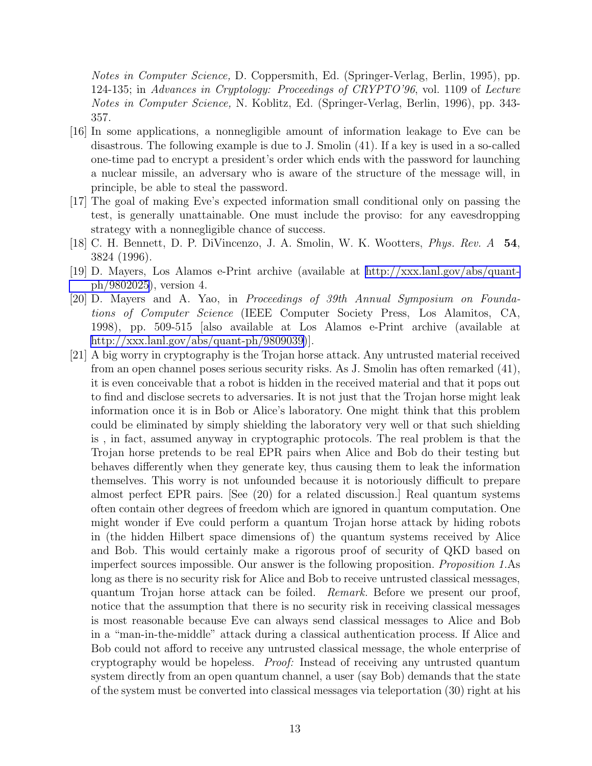*Notes in Computer Science,* D. Coppersmith, Ed. (Springer-Verlag, Berlin, 1995), pp. 124-135; in *Advances in Cryptology: Proceedings of CRYPTO'96*, vol. 1109 of *Lecture Notes in Computer Science,* N. Koblitz, Ed. (Springer-Verlag, Berlin, 1996), pp. 343-357.

[16] In some applications, a nonnegligible amount of information leakage to Eve can be disastrous. The following example is due to J. Smolin (41). If a key is used in a so-called one-time pad to encrypt a president's order which ends with the password for launching a nuclear missile, an adversary who is aware of the structure of the message will, in principle, be able to steal the password.

[17] The goal of making Eve's expected information small conditional only on passing the test, is generally unattainable. One must include the proviso: for any eavesdropping strategy with a nonnegligible chance of success.

[18] C. H. Bennett, D. P. DiVincenzo, J. A. Smolin, W. K. Wootters, *Phys. Rev. A* **54**, 3824 (1996).

[19] D. Mayers, Los Alamos e-Print archive (available at http://xxx.lanl.gov/abs/quant-ph/9802025), version 4.

[20] D. Mayers and A. Yao, in *Proceedings of 39th Annual Symposium on Foundations of Computer Science* (IEEE Computer Society Press, Los Alamitos, CA, 1998), pp. 509-515 [also available at Los Alamos e-Print archive (available at http://xxx.lanl.gov/abs/quant-ph/9809039)].

[21] A big worry in cryptography is the Trojan horse attack. Any untrusted material received from an open channel poses serious security risks. As J. Smolin has often remarked (41), it is even conceivable that a robot is hidden in the received material and that it pops out to find and disclose secrets to adversaries. It is not just that the Trojan horse might leak information once it is in Bob or Alice's laboratory. One might think that this problem could be eliminated by simply shielding the laboratory very well or that such shielding is , in fact, assumed anyway in cryptographic protocols. The real problem is that the Trojan horse pretends to be real EPR pairs when Alice and Bob do their testing but behaves differently when they generate key, thus causing them to leak the information themselves. This worry is not unfounded because it is notoriously difficult to prepare almost perfect EPR pairs. [See (20) for a related discussion.] Real quantum systems often contain other degrees of freedom which are ignored in quantum computation. One might wonder if Eve could perform a quantum Trojan horse attack by hiding robots in (the hidden Hilbert space dimensions of) the quantum systems received by Alice and Bob. This would certainly make a rigorous proof of security of QKD based on imperfect sources impossible. Our answer is the following proposition. *Proposition 1.*As long as there is no security risk for Alice and Bob to receive untrusted classical messages, quantum Trojan horse attack can be foiled. *Remark.* Before we present our proof, notice that the assumption that there is no security risk in receiving classical messages is most reasonable because Eve can always send classical messages to Alice and Bob in a "man-in-the-middle" attack during a classical authentication process. If Alice and Bob could not afford to receive any untrusted classical message, the whole enterprise of cryptography would be hopeless. *Proof:* Instead of receiving any untrusted quantum system directly from an open quantum channel, a user (say Bob) demands that the state of the system must be converted into classical messages via teleportation (30) right at his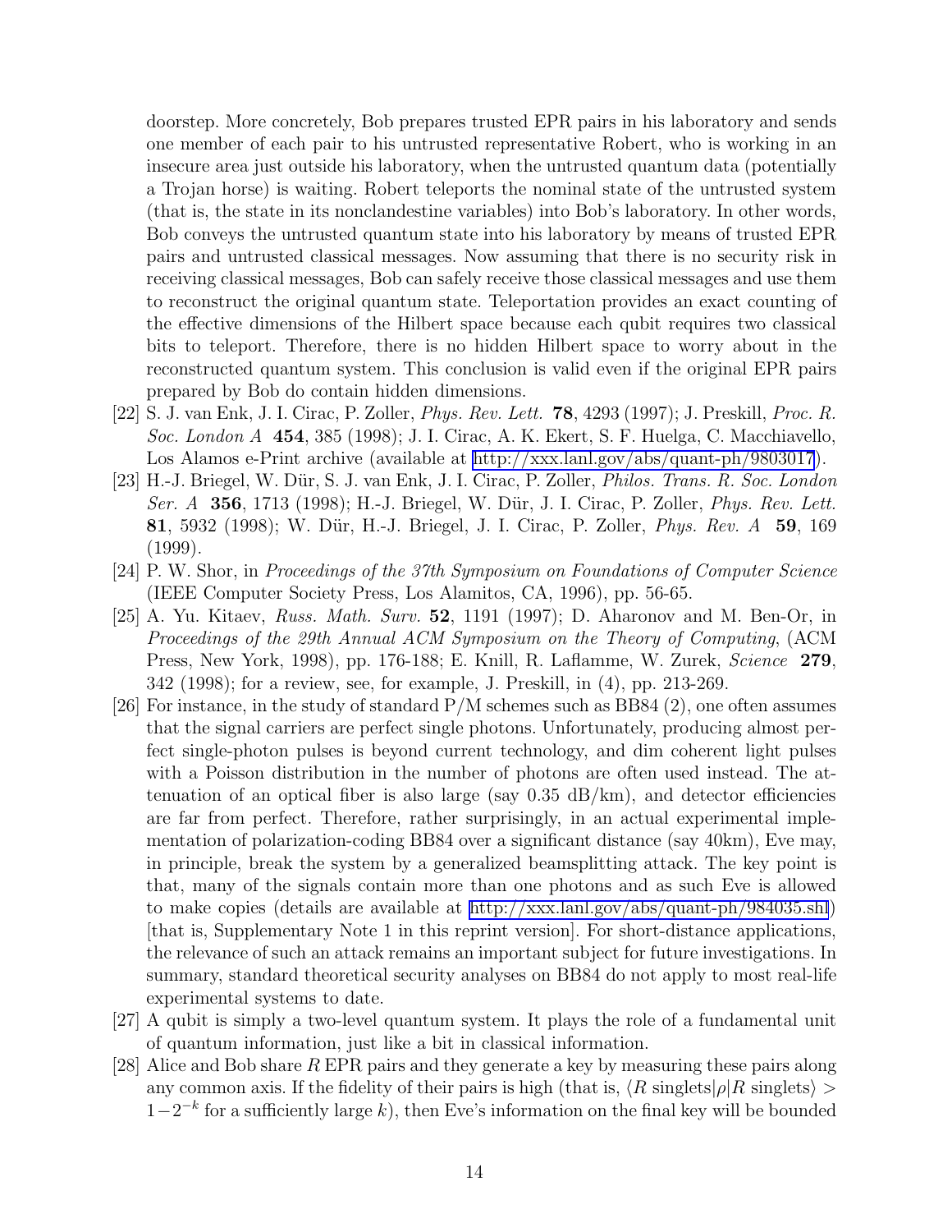doorstep. More concretely, Bob prepares trusted EPR pairs in his laboratory and sends one member of each pair to his untrusted representative Robert, who is working in an insecure area just outside his laboratory, when the untrusted quantum data (potentially a Trojan horse) is waiting. Robert teleports the nominal state of the untrusted system (that is, the state in its nonclandestine variables) into Bob's laboratory. In other words, Bob conveys the untrusted quantum state into his laboratory by means of trusted EPR pairs and untrusted classical messages. Now assuming that there is no security risk in receiving classical messages, Bob can safely receive those classical messages and use them to reconstruct the original quantum state. Teleportation provides an exact counting of the effective dimensions of the Hilbert space because each qubit requires two classical bits to teleport. Therefore, there is no hidden Hilbert space to worry about in the reconstructed quantum system. This conclusion is valid even if the original EPR pairs prepared by Bob do contain hidden dimensions.

[22] S. J. van Enk, J. I. Cirac, P. Zoller, *Phys. Rev. Lett.* **78**, 4293 (1997); J. Preskill, *Proc. R. Soc. London A* **454**, 385 (1998); J. I. Cirac, A. K. Ekert, S. F. Huelga, C. Macchiavello, Los Alamos e-Print archive (available at http://xxx.lanl.gov/abs/quant-ph/9803017).

[23] H.-J. Briegel, W. Dür, S. J. van Enk, J. I. Cirac, P. Zoller, *Philos. Trans. R. Soc. London Ser. A* **356**, 1713 (1998); H.-J. Briegel, W. Dür, J. I. Cirac, P. Zoller, *Phys. Rev. Lett.* **81**, 5932 (1998); W. Dür, H.-J. Briegel, J. I. Cirac, P. Zoller, *Phys. Rev. A* **59**, 169 (1999).

[24] P. W. Shor, in *Proceedings of the 37th Symposium on Foundations of Computer Science* (IEEE Computer Society Press, Los Alamitos, CA, 1996), pp. 56-65.

[25] A. Yu. Kitaev, *Russ. Math. Surv.* **52**, 1191 (1997); D. Aharonov and M. Ben-Or, in *Proceedings of the 29th Annual ACM Symposium on the Theory of Computing*, (ACM Press, New York, 1998), pp. 176-188; E. Knill, R. Laflamme, W. Zurek, *Science* **279**, 342 (1998); for a review, see, for example, J. Preskill, in (4), pp. 213-269.

[26] For instance, in the study of standard P/M schemes such as BB84 (2), one often assumes that the signal carriers are perfect single photons. Unfortunately, producing almost perfect single-photon pulses is beyond current technology, and dim coherent light pulses with a Poisson distribution in the number of photons are often used instead. The attenuation of an optical fiber is also large (say 0.35 dB/km), and detector efficiencies are far from perfect. Therefore, rather surprisingly, in an actual experimental implementation of polarization-coding BB84 over a significant distance (say 40km), Eve may, in principle, break the system by a generalized beamsplitting attack. The key point is that, many of the signals contain more than one photons and as such Eve is allowed to make copies (details are available at http://xxx.lanl.gov/abs/quant-ph/984035.shl) [that is, Supplementary Note 1 in this reprint version]. For short-distance applications, the relevance of such an attack remains an important subject for future investigations. In summary, standard theoretical security analyses on BB84 do not apply to most real-life experimental systems to date.

[27] A qubit is simply a two-level quantum system. It plays the role of a fundamental unit of quantum information, just like a bit in classical information.

[28] Alice and Bob share $R$ EPR pairs and they generate a key by measuring these pairs along any common axis. If the fidelity of their pairs is high (that is, $\langle R \text{ singlets}|\rho|R \text{ singlets}\rangle > 1-2^{-k}$ for a sufficiently large $k$), then Eve's information on the final key will be bounded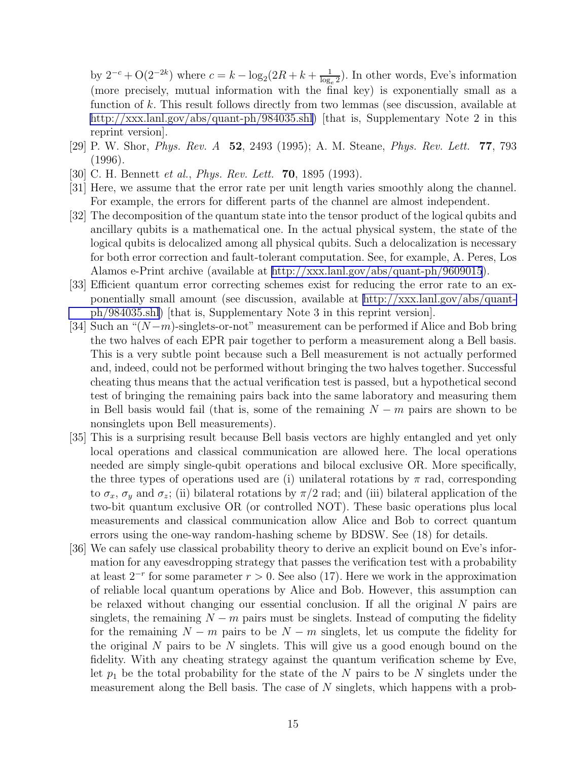by $2^{-c} + O(2^{-2k})$ where $c = k - \log_2(2R + k + \frac{1}{\log_e 2})$. In other words, Eve's information (more precisely, mutual information with the final key) is exponentially small as a function of $k$. This result follows directly from two lemmas (see discussion, available at http://xxx.lanl.gov/abs/quant-ph/984035.shl) [that is, Supplementary Note 2 in this reprint version].

[29] P. W. Shor, *Phys. Rev. A* **52**, 2493 (1995); A. M. Steane, *Phys. Rev. Lett.* **77**, 793 (1996).

[30] C. H. Bennett *et al.*, *Phys. Rev. Lett.* **70**, 1895 (1993).

[31] Here, we assume that the error rate per unit length varies smoothly along the channel. For example, the errors for different parts of the channel are almost independent.

[32] The decomposition of the quantum state into the tensor product of the logical qubits and ancillary qubits is a mathematical one. In the actual physical system, the state of the logical qubits is delocalized among all physical qubits. Such a delocalization is necessary for both error correction and fault-tolerant computation. See, for example, A. Peres, Los Alamos e-Print archive (available at http://xxx.lanl.gov/abs/quant-ph/9609015).

[33] Efficient quantum error correcting schemes exist for reducing the error rate to an exponentially small amount (see discussion, available at http://xxx.lanl.gov/abs/quant-ph/984035.shl) [that is, Supplementary Note 3 in this reprint version].

[34] Such an "$(N-m)$-singlets-or-not" measurement can be performed if Alice and Bob bring the two halves of each EPR pair together to perform a measurement along a Bell basis. This is a very subtle point because such a Bell measurement is not actually performed and, indeed, could not be performed without bringing the two halves together. Successful cheating thus means that the actual verification test is passed, but a hypothetical second test of bringing the remaining pairs back into the same laboratory and measuring them in Bell basis would fail (that is, some of the remaining $N - m$ pairs are shown to be nonsinglets upon Bell measurements).

[35] This is a surprising result because Bell basis vectors are highly entangled and yet only local operations and classical communication are allowed here. The local operations needed are simply single-qubit operations and bilocal exclusive OR. More specifically, the three types of operations used are (i) unilateral rotations by $\pi$ rad, corresponding to $\sigma_x$, $\sigma_y$ and $\sigma_z$; (ii) bilateral rotations by $\pi/2$ rad; and (iii) bilateral application of the two-bit quantum exclusive OR (or controlled NOT). These basic operations plus local measurements and classical communication allow Alice and Bob to correct quantum errors using the one-way random-hashing scheme by BDSW. See (18) for details.

[36] We can safely use classical probability theory to derive an explicit bound on Eve's information for any eavesdropping strategy that passes the verification test with a probability at least $2^{-r}$ for some parameter $r > 0$. See also (17). Here we work in the approximation of reliable local quantum operations by Alice and Bob. However, this assumption can be relaxed without changing our essential conclusion. If all the original $N$ pairs are singlets, the remaining $N - m$ pairs must be singlets. Instead of computing the fidelity for the remaining $N - m$ pairs to be $N - m$ singlets, let us compute the fidelity for the original $N$ pairs to be $N$ singlets. This will give us a good enough bound on the fidelity. With any cheating strategy against the quantum verification scheme by Eve, let $p_1$ be the total probability for the state of the $N$ pairs to be $N$ singlets under the measurement along the Bell basis. The case of $N$ singlets, which happens with a prob-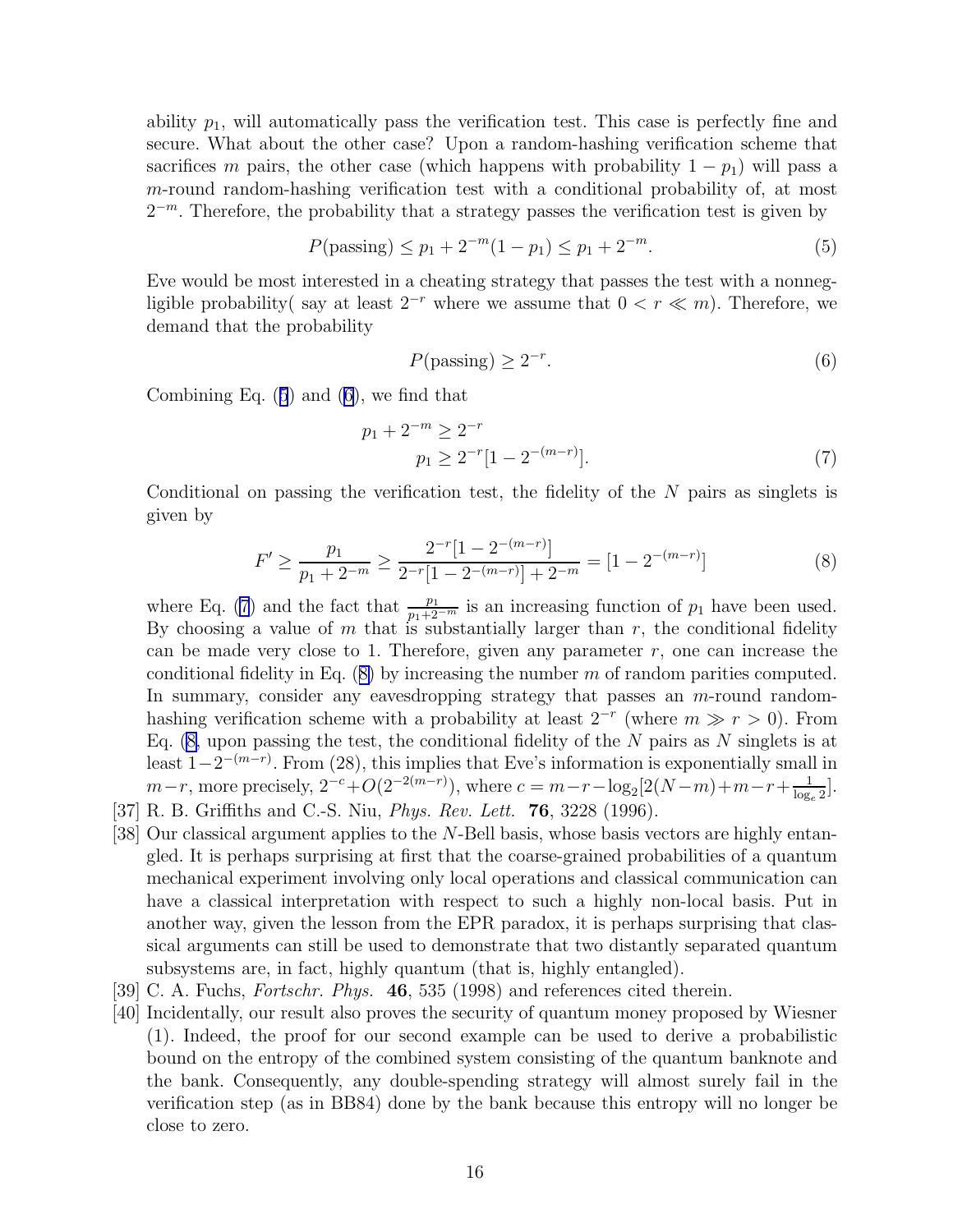ability $p_1$, will automatically pass the verification test. This case is perfectly fine and secure. What about the other case? Upon a random-hashing verification scheme that sacrifices $m$ pairs, the other case (which happens with probability $1 - p_1$) will pass a $m$-round random-hashing verification test with a conditional probability of, at most $2^{-m}$. Therefore, the probability that a strategy passes the verification test is given by

$$P(\text{passing}) \leq p_1 + 2^{-m}(1 - p_1) \leq p_1 + 2^{-m}. \tag{5}$$

Eve would be most interested in a cheating strategy that passes the test with a nonnegligible probability( say at least $2^{-r}$ where we assume that $0 < r \ll m$). Therefore, we demand that the probability

$$P(\text{passing}) \geq 2^{-r}. \tag{6}$$

Combining Eq. (5) and (6), we find that

$$\begin{aligned} p_1 + 2^{-m} &\geq 2^{-r} \\ p_1 &\geq 2^{-r}[1 - 2^{-(m-r)}]. \end{aligned} \tag{7}$$

Conditional on passing the verification test, the fidelity of the $N$ pairs as singlets is given by

$$F' \geq \frac{p_1}{p_1 + 2^{-m}} \geq \frac{2^{-r}[1 - 2^{-(m-r)}]}{2^{-r}[1 - 2^{-(m-r)}] + 2^{-m}} = [1 - 2^{-(m-r)}] \tag{8}$$

where Eq. (7) and the fact that $\frac{p_1}{p_1+2^{-m}}$ is an increasing function of $p_1$ have been used. By choosing a value of $m$ that is substantially larger than $r$, the conditional fidelity can be made very close to 1. Therefore, given any parameter $r$, one can increase the conditional fidelity in Eq. (8) by increasing the number $m$ of random parities computed. In summary, consider any eavesdropping strategy that passes an $m$-round random-hashing verification scheme with a probability at least $2^{-r}$ (where $m \gg r > 0$). From Eq. (8, upon passing the test, the conditional fidelity of the $N$ pairs as $N$ singlets is at least $1 - 2^{-(m-r)}$. From (28), this implies that Eve's information is exponentially small in $m - r$, more precisely, $2^{-c} + O(2^{-2(m-r)})$, where $c = m - r - \log_2[2(N-m) + m - r + \frac{1}{\log_e 2}]$.

[37] R. B. Griffiths and C.-S. Niu, *Phys. Rev. Lett.* **76**, 3228 (1996).

[38] Our classical argument applies to the $N$-Bell basis, whose basis vectors are highly entangled. It is perhaps surprising at first that the coarse-grained probabilities of a quantum mechanical experiment involving only local operations and classical communication can have a classical interpretation with respect to such a highly non-local basis. Put in another way, given the lesson from the EPR paradox, it is perhaps surprising that classical arguments can still be used to demonstrate that two distantly separated quantum subsystems are, in fact, highly quantum (that is, highly entangled).

[39] C. A. Fuchs, *Fortschr. Phys.* **46**, 535 (1998) and references cited therein.

[40] Incidentally, our result also proves the security of quantum money proposed by Wiesner (1). Indeed, the proof for our second example can be used to derive a probabilistic bound on the entropy of the combined system consisting of the quantum banknote and the bank. Consequently, any double-spending strategy will almost surely fail in the verification step (as in BB84) done by the bank because this entropy will no longer be close to zero.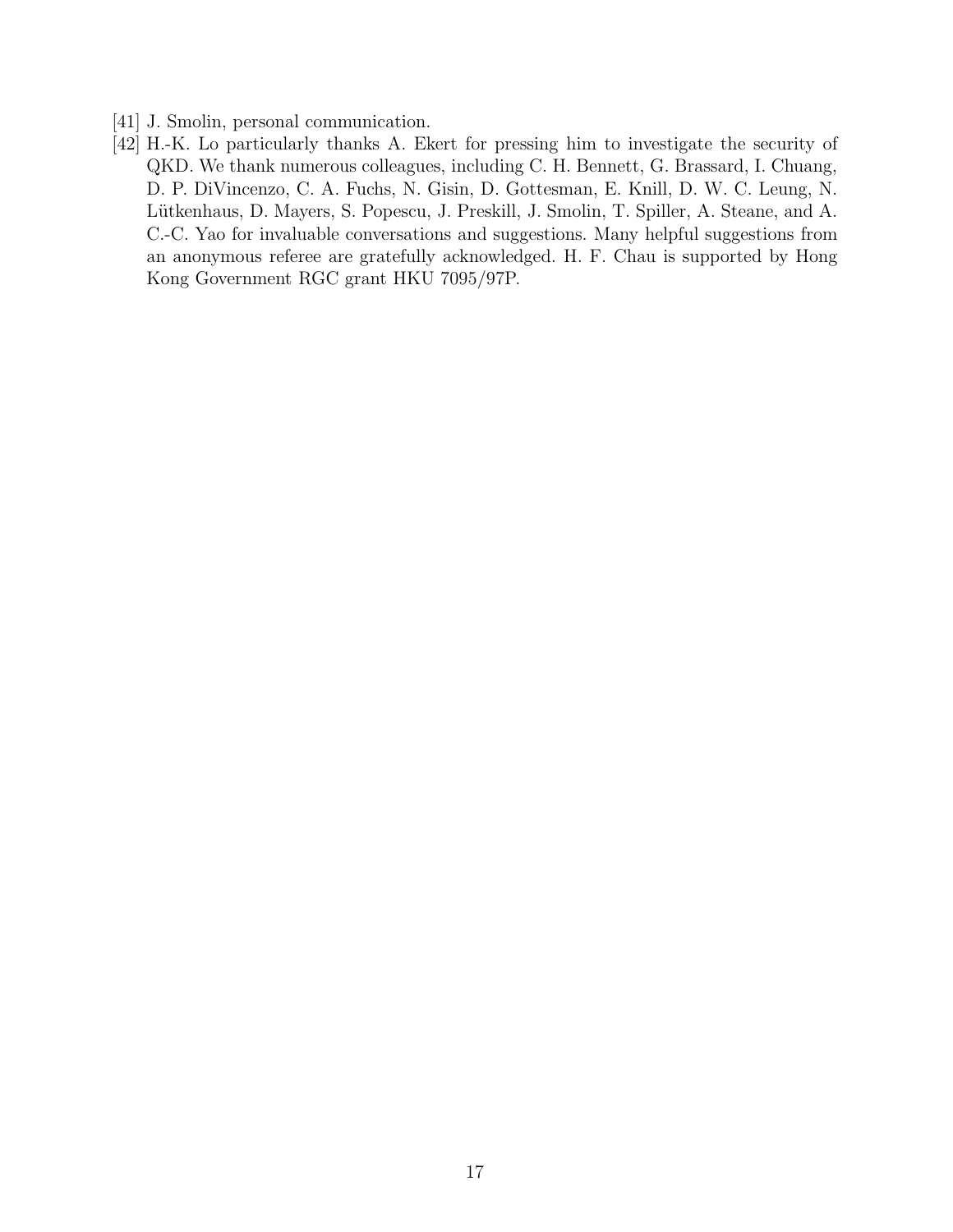[41] J. Smolin, personal communication.

[42] H.-K. Lo particularly thanks A. Ekert for pressing him to investigate the security of QKD. We thank numerous colleagues, including C. H. Bennett, G. Brassard, I. Chuang, D. P. DiVincenzo, C. A. Fuchs, N. Gisin, D. Gottesman, E. Knill, D. W. C. Leung, N. Lütkenhaus, D. Mayers, S. Popescu, J. Preskill, J. Smolin, T. Spiller, A. Steane, and A. C.-C. Yao for invaluable conversations and suggestions. Many helpful suggestions from an anonymous referee are gratefully acknowledged. H. F. Chau is supported by Hong Kong Government RGC grant HKU 7095/97P.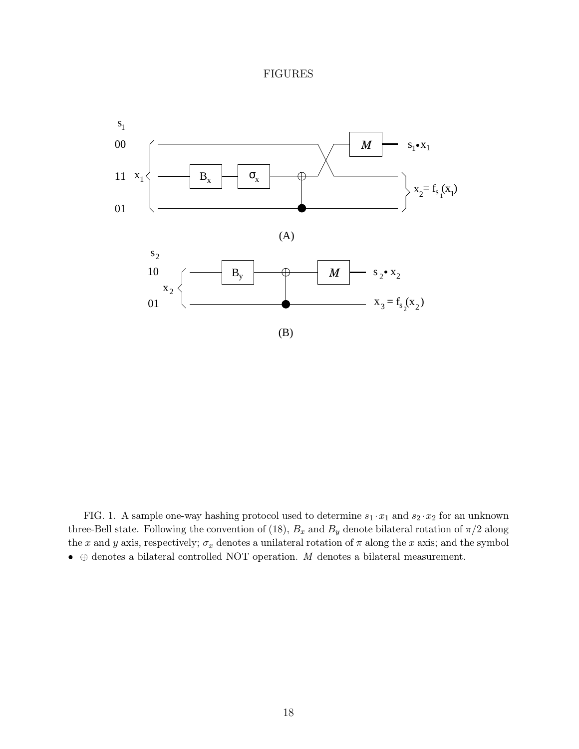# FIGURES

FIG. 1. A sample one-way hashing protocol used to determine $s_1 \cdot x_1$ and $s_2 \cdot x_2$ for an unknown three-Bell state. Following the convention of (18), $B_x$ and $B_y$ denote bilateral rotation of $\pi/2$ along the $x$ and $y$ axis, respectively; $\sigma_x$ denotes a unilateral rotation of $\pi$ along the $x$ axis; and the symbol $\bullet\!\!-\!\!\oplus$ denotes a bilateral controlled NOT operation. $M$ denotes a bilateral measurement.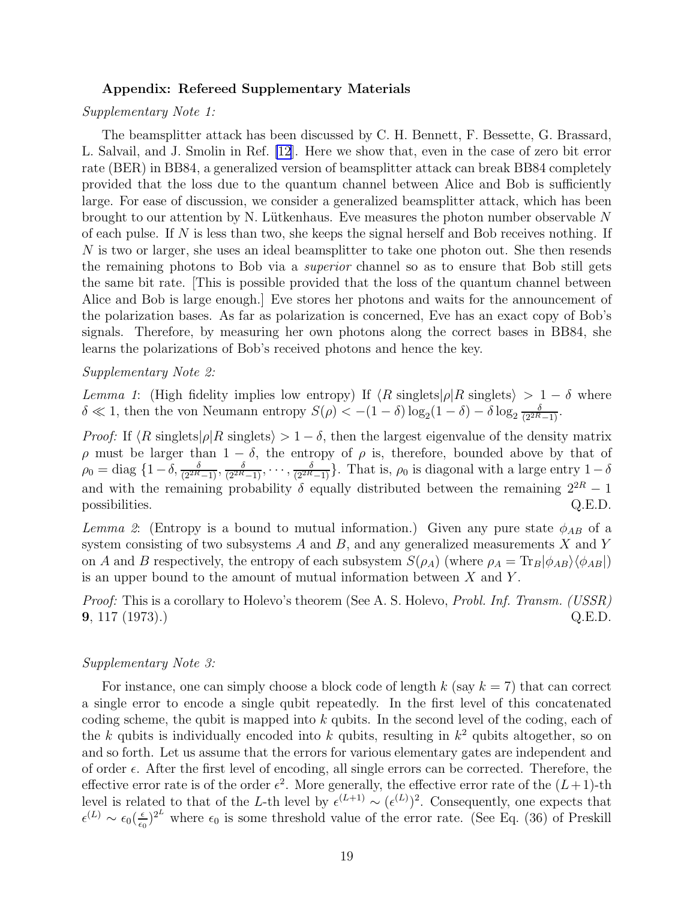**Appendix: Refereed Supplementary Materials**

*Supplementary Note 1:*

The beamsplitter attack has been discussed by C. H. Bennett, F. Bessette, G. Brassard, L. Salvail, and J. Smolin in Ref. [12]. Here we show that, even in the case of zero bit error rate (BER) in BB84, a generalized version of beamsplitter attack can break BB84 completely provided that the loss due to the quantum channel between Alice and Bob is sufficiently large. For ease of discussion, we consider a generalized beamsplitter attack, which has been brought to our attention by N. Lütkenhaus. Eve measures the photon number observable $N$ of each pulse. If $N$ is less than two, she keeps the signal herself and Bob receives nothing. If $N$ is two or larger, she uses an ideal beamsplitter to take one photon out. She then resends the remaining photons to Bob via a *superior* channel so as to ensure that Bob still gets the same bit rate. [This is possible provided that the loss of the quantum channel between Alice and Bob is large enough.] Eve stores her photons and waits for the announcement of the polarization bases. As far as polarization is concerned, Eve has an exact copy of Bob's signals. Therefore, by measuring her own photons along the correct bases in BB84, she learns the polarizations of Bob's received photons and hence the key.

*Supplementary Note 2:*

*Lemma 1*: (High fidelity implies low entropy) If $\langle R \text{ singlets}|\rho|R \text{ singlets}\rangle > 1-\delta$ where $\delta \ll 1$, then the von Neumann entropy $S(\rho) < -(1-\delta)\log_2(1-\delta) - \delta \log_2 \frac{\delta}{(2^{2R}-1)}$.

*Proof:* If $\langle R \text{ singlets}|\rho|R \text{ singlets}\rangle > 1-\delta$, then the largest eigenvalue of the density matrix $\rho$ must be larger than $1-\delta$, the entropy of $\rho$ is, therefore, bounded above by that of $\rho_0 = \text{diag}\ \{1-\delta, \frac{\delta}{(2^{2R}-1)}, \frac{\delta}{(2^{2R}-1)}, \cdots, \frac{\delta}{(2^{2R}-1)}\}$. That is, $\rho_0$ is diagonal with a large entry $1-\delta$ and with the remaining probability $\delta$ equally distributed between the remaining $2^{2R}-1$ possibilities. Q.E.D.

*Lemma 2*: (Entropy is a bound to mutual information.) Given any pure state $\phi_{AB}$ of a system consisting of two subsystems $A$ and $B$, and any generalized measurements $X$ and $Y$ on $A$ and $B$ respectively, the entropy of each subsystem $S(\rho_A)$ (where $\rho_A = \text{Tr}_B|\phi_{AB}\rangle\langle\phi_{AB}|$) is an upper bound to the amount of mutual information between $X$ and $Y$.

*Proof:* This is a corollary to Holevo's theorem (See A. S. Holevo, *Probl. Inf. Transm. (USSR)* **9**, 117 (1973).) Q.E.D.

*Supplementary Note 3:*

For instance, one can simply choose a block code of length $k$ (say $k=7$) that can correct a single error to encode a single qubit repeatedly. In the first level of this concatenated coding scheme, the qubit is mapped into $k$ qubits. In the second level of the coding, each of the $k$ qubits is individually encoded into $k$ qubits, resulting in $k^2$ qubits altogether, so on and so forth. Let us assume that the errors for various elementary gates are independent and of order $\epsilon$. After the first level of encoding, all single errors can be corrected. Therefore, the effective error rate is of the order $\epsilon^2$. More generally, the effective error rate of the $(L+1)$-th level is related to that of the $L$-th level by $\epsilon^{(L+1)} \sim (\epsilon^{(L)})^2$. Consequently, one expects that $\epsilon^{(L)} \sim \epsilon_0 (\frac{\epsilon}{\epsilon_0})^{2^L}$ where $\epsilon_0$ is some threshold value of the error rate. (See Eq. (36) of Preskill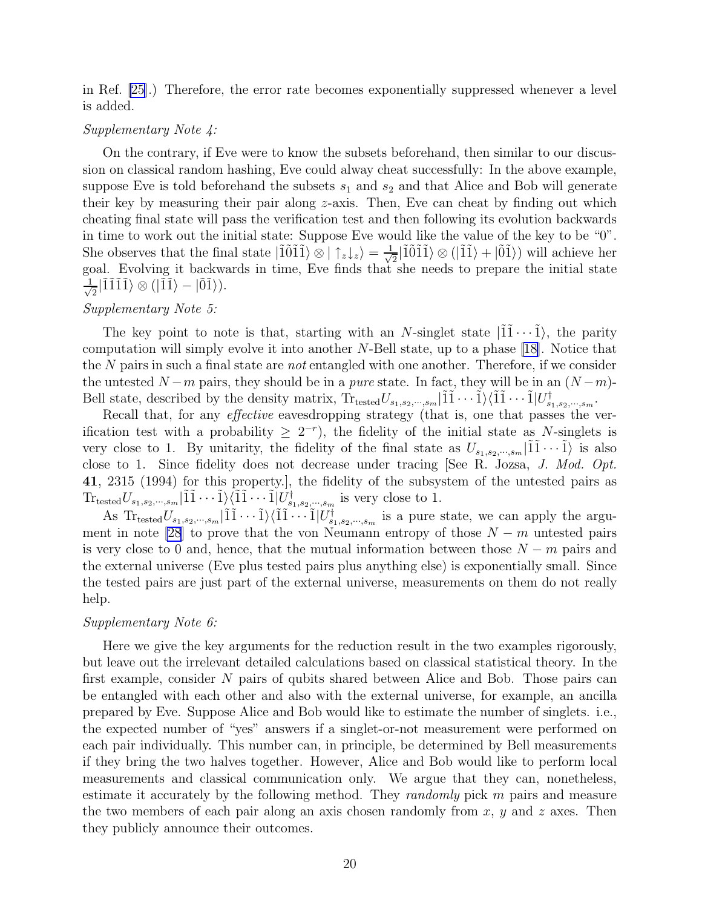in Ref. [25].) Therefore, the error rate becomes exponentially suppressed whenever a level is added.

*Supplementary Note 4:*

On the contrary, if Eve were to know the subsets beforehand, then similar to our discussion on classical random hashing, Eve could alway cheat successfully: In the above example, suppose Eve is told beforehand the subsets $s_1$ and $s_2$ and that Alice and Bob will generate their key by measuring their pair along $z$-axis. Then, Eve can cheat by finding out which cheating final state will pass the verification test and then following its evolution backwards in time to work out the initial state: Suppose Eve would like the value of the key to be "0". She observes that the final state $|\tilde{1}\tilde{0}\tilde{1}\tilde{1}\rangle \otimes |\uparrow_z\downarrow_z\rangle = \frac{1}{\sqrt{2}}|\tilde{1}\tilde{0}\tilde{1}\tilde{1}\rangle \otimes (|\tilde{1}\tilde{1}\rangle + |\tilde{0}\tilde{1}\rangle)$ will achieve her goal. Evolving it backwards in time, Eve finds that she needs to prepare the initial state $\frac{1}{\sqrt{2}}|\tilde{1}\tilde{1}\tilde{1}\tilde{1}\rangle \otimes (|\tilde{1}\tilde{1}\rangle - |\tilde{0}\tilde{1}\rangle)$.

*Supplementary Note 5:*

The key point to note is that, starting with an $N$-singlet state $|\tilde{1}\tilde{1}\cdots\tilde{1}\rangle$, the parity computation will simply evolve it into another $N$-Bell state, up to a phase [18]. Notice that the $N$ pairs in such a final state are *not* entangled with one another. Therefore, if we consider the untested $N-m$ pairs, they should be in a *pure* state. In fact, they will be in an $(N-m)$-Bell state, described by the density matrix, $\mathrm{Tr}_{\mathrm{tested}} U_{s_1,s_2,\cdots,s_m}|\tilde{1}\tilde{1}\cdots\tilde{1}\rangle\langle\tilde{1}\tilde{1}\cdots\tilde{1}|U^{\dagger}_{s_1,s_2,\cdots,s_m}$.

Recall that, for any *effective* eavesdropping strategy (that is, one that passes the verification test with a probability $\geq 2^{-r}$), the fidelity of the initial state as $N$-singlets is very close to 1. By unitarity, the fidelity of the final state as $U_{s_1,s_2,\cdots,s_m}|\tilde{1}\tilde{1}\cdots\tilde{1}\rangle$ is also close to 1. Since fidelity does not decrease under tracing [See R. Jozsa, *J. Mod. Opt.* **41**, 2315 (1994) for this property.], the fidelity of the subsystem of the untested pairs as $\mathrm{Tr}_{\mathrm{tested}} U_{s_1,s_2,\cdots,s_m}|\tilde{1}\tilde{1}\cdots\tilde{1}\rangle\langle\tilde{1}\tilde{1}\cdots\tilde{1}|U^{\dagger}_{s_1,s_2,\cdots,s_m}$ is very close to 1.

As $\mathrm{Tr}_{\mathrm{tested}} U_{s_1,s_2,\cdots,s_m}|\tilde{1}\tilde{1}\cdots\tilde{1}\rangle\langle\tilde{1}\tilde{1}\cdots\tilde{1}|U^{\dagger}_{s_1,s_2,\cdots,s_m}$ is a pure state, we can apply the argument in note [28] to prove that the von Neumann entropy of those $N-m$ untested pairs is very close to 0 and, hence, that the mutual information between those $N-m$ pairs and the external universe (Eve plus tested pairs plus anything else) is exponentially small. Since the tested pairs are just part of the external universe, measurements on them do not really help.

*Supplementary Note 6:*

Here we give the key arguments for the reduction result in the two examples rigorously, but leave out the irrelevant detailed calculations based on classical statistical theory. In the first example, consider $N$ pairs of qubits shared between Alice and Bob. Those pairs can be entangled with each other and also with the external universe, for example, an ancilla prepared by Eve. Suppose Alice and Bob would like to estimate the number of singlets. i.e., the expected number of "yes" answers if a singlet-or-not measurement were performed on each pair individually. This number can, in principle, be determined by Bell measurements if they bring the two halves together. However, Alice and Bob would like to perform local measurements and classical communication only. We argue that they can, nonetheless, estimate it accurately by the following method. They *randomly* pick $m$ pairs and measure the two members of each pair along an axis chosen randomly from $x$, $y$ and $z$ axes. Then they publicly announce their outcomes.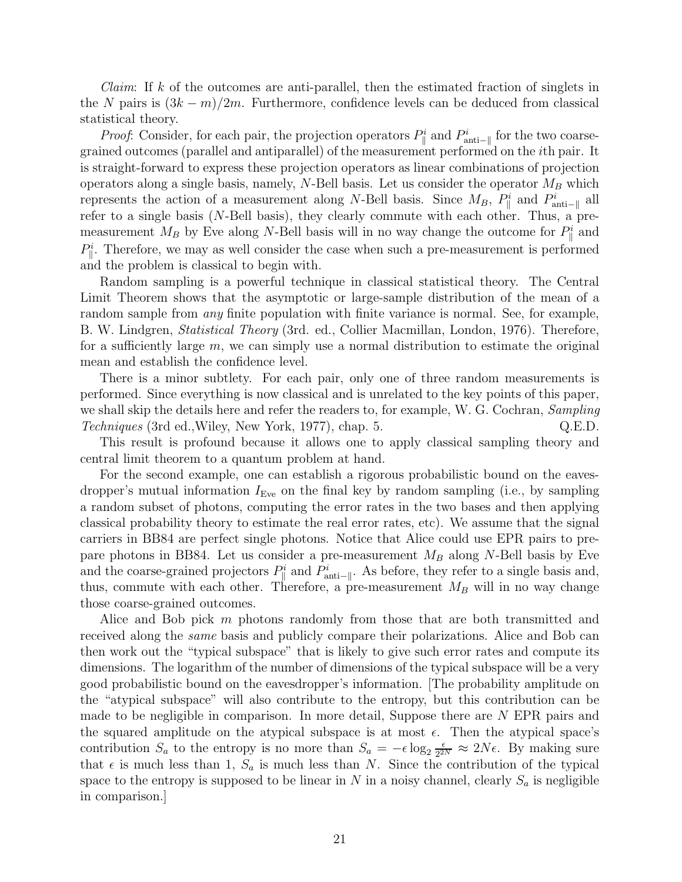*Claim*: If $k$ of the outcomes are anti-parallel, then the estimated fraction of singlets in the $N$ pairs is $(3k - m)/2m$. Furthermore, confidence levels can be deduced from classical statistical theory.

*Proof*: Consider, for each pair, the projection operators $P_{\parallel}^{i}$ and $P_{\mathrm{anti}-\parallel}^{i}$ for the two coarse-grained outcomes (parallel and antiparallel) of the measurement performed on the $i$th pair. It is straight-forward to express these projection operators as linear combinations of projection operators along a single basis, namely, $N$-Bell basis. Let us consider the operator $M_B$ which represents the action of a measurement along $N$-Bell basis. Since $M_B$, $P_{\parallel}^{i}$ and $P_{\mathrm{anti}-\parallel}^{i}$ all refer to a single basis ($N$-Bell basis), they clearly commute with each other. Thus, a pre-measurement $M_B$ by Eve along $N$-Bell basis will in no way change the outcome for $P_{\parallel}^{i}$ and $P_{\parallel}^{i}$. Therefore, we may as well consider the case when such a pre-measurement is performed and the problem is classical to begin with.

Random sampling is a powerful technique in classical statistical theory. The Central Limit Theorem shows that the asymptotic or large-sample distribution of the mean of a random sample from *any* finite population with finite variance is normal. See, for example, B. W. Lindgren, *Statistical Theory* (3rd. ed., Collier Macmillan, London, 1976). Therefore, for a sufficiently large $m$, we can simply use a normal distribution to estimate the original mean and establish the confidence level.

There is a minor subtlety. For each pair, only one of three random measurements is performed. Since everything is now classical and is unrelated to the key points of this paper, we shall skip the details here and refer the readers to, for example, W. G. Cochran, *Sampling Techniques* (3rd ed.,Wiley, New York, 1977), chap. 5. Q.E.D.

This result is profound because it allows one to apply classical sampling theory and central limit theorem to a quantum problem at hand.

For the second example, one can establish a rigorous probabilistic bound on the eavesdropper's mutual information $I_{\mathrm{Eve}}$ on the final key by random sampling (i.e., by sampling a random subset of photons, computing the error rates in the two bases and then applying classical probability theory to estimate the real error rates, etc). We assume that the signal carriers in BB84 are perfect single photons. Notice that Alice could use EPR pairs to prepare photons in BB84. Let us consider a pre-measurement $M_B$ along $N$-Bell basis by Eve and the coarse-grained projectors $P_{\parallel}^{i}$ and $P_{\mathrm{anti}-\parallel}^{i}$. As before, they refer to a single basis and, thus, commute with each other. Therefore, a pre-measurement $M_B$ will in no way change those coarse-grained outcomes.

Alice and Bob pick $m$ photons randomly from those that are both transmitted and received along the *same* basis and publicly compare their polarizations. Alice and Bob can then work out the "typical subspace" that is likely to give such error rates and compute its dimensions. The logarithm of the number of dimensions of the typical subspace will be a very good probabilistic bound on the eavesdropper's information. [The probability amplitude on the "atypical subspace" will also contribute to the entropy, but this contribution can be made to be negligible in comparison. In more detail, Suppose there are $N$ EPR pairs and the squared amplitude on the atypical subspace is at most $\epsilon$. Then the atypical space's contribution $S_a$ to the entropy is no more than $S_a = -\epsilon \log_2 \frac{\epsilon}{2^{2N}} \approx 2N\epsilon$. By making sure that $\epsilon$ is much less than 1, $S_a$ is much less than $N$. Since the contribution of the typical space to the entropy is supposed to be linear in $N$ in a noisy channel, clearly $S_a$ is negligible in comparison.]